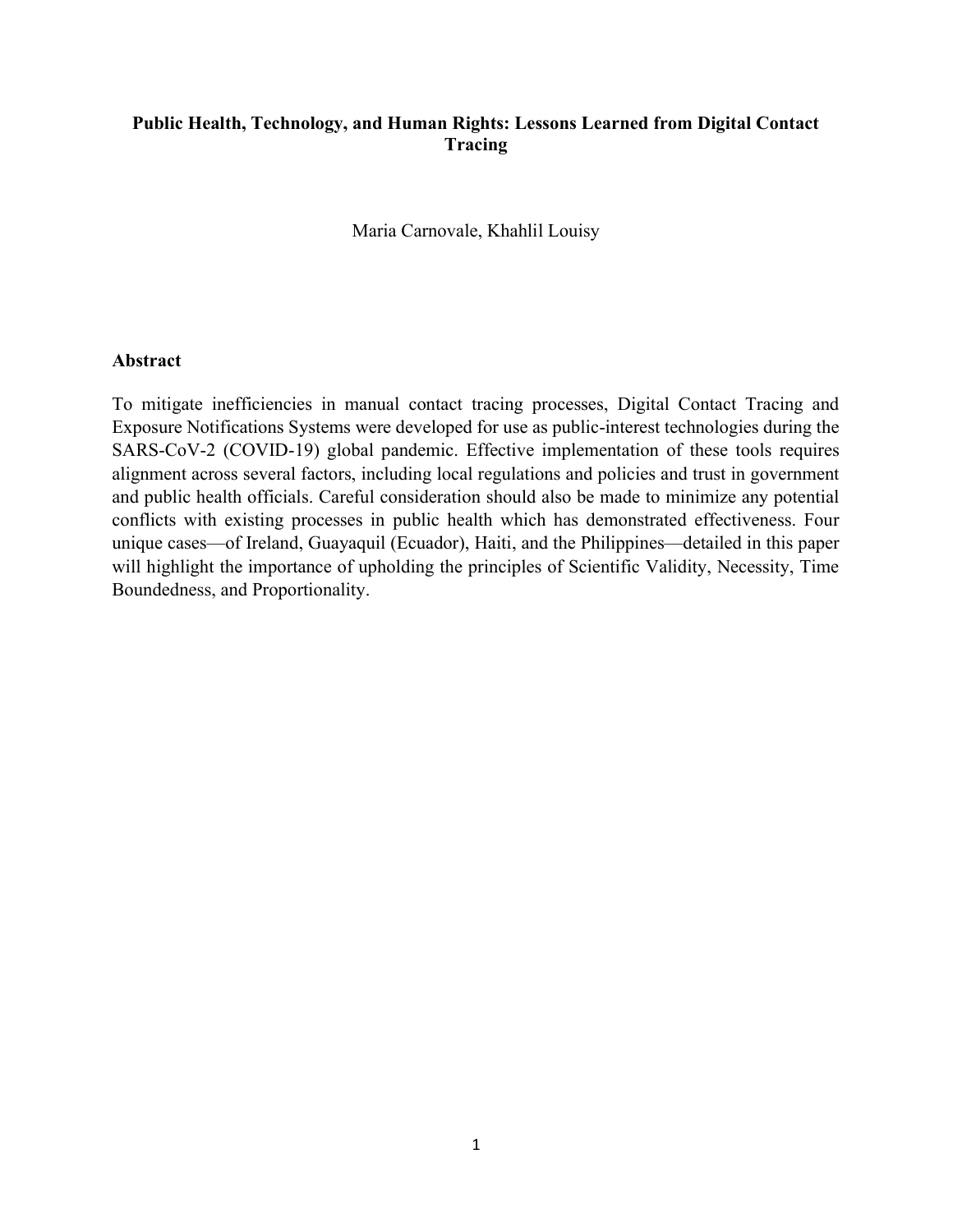# Public Health, Technology, and Human Rights: Lessons Learned from Digital Contact Tracing

Maria Carnovale, Khahlil Louisy

## Abstract

To mitigate inefficiencies in manual contact tracing processes, Digital Contact Tracing and Exposure Notifications Systems were developed for use as public-interest technologies during the SARS-CoV-2 (COVID-19) global pandemic. Effective implementation of these tools requires alignment across several factors, including local regulations and policies and trust in government and public health officials. Careful consideration should also be made to minimize any potential conflicts with existing processes in public health which has demonstrated effectiveness. Four unique cases—of Ireland, Guayaquil (Ecuador), Haiti, and the Philippines—detailed in this paper will highlight the importance of upholding the principles of Scientific Validity, Necessity, Time Boundedness, and Proportionality.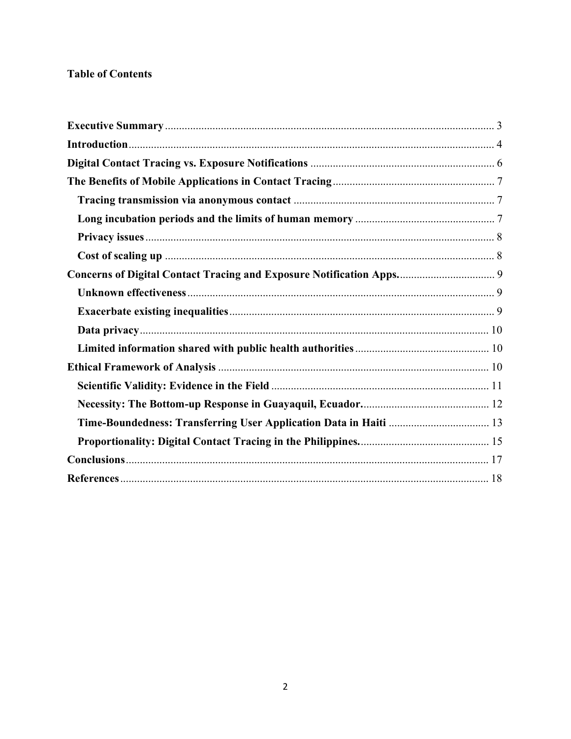**Table of Contents**

**Executive Summary** ..... 3
**Introduction** ..... 4
**Digital Contact Tracing vs. Exposure Notifications** ..... 6
**The Benefits of Mobile Applications in Contact Tracing** ..... 7
- **Tracing transmission via anonymous contact** ..... 7
- **Long incubation periods and the limits of human memory** ..... 7
- **Privacy issues** ..... 8
- **Cost of scaling up** ..... 8

**Concerns of Digital Contact Tracing and Exposure Notification Apps.** ..... 9
- **Unknown effectiveness** ..... 9
- **Exacerbate existing inequalities** ..... 9
- **Data privacy** ..... 10
- **Limited information shared with public health authorities** ..... 10

**Ethical Framework of Analysis** ..... 10
- **Scientific Validity: Evidence in the Field** ..... 11
- **Necessity: The Bottom-up Response in Guayaquil, Ecuador.** ..... 12
- **Time-Boundedness: Transferring User Application Data in Haiti** ..... 13
- **Proportionality: Digital Contact Tracing in the Philippines.** ..... 15

**Conclusions** ..... 17
**References** ..... 18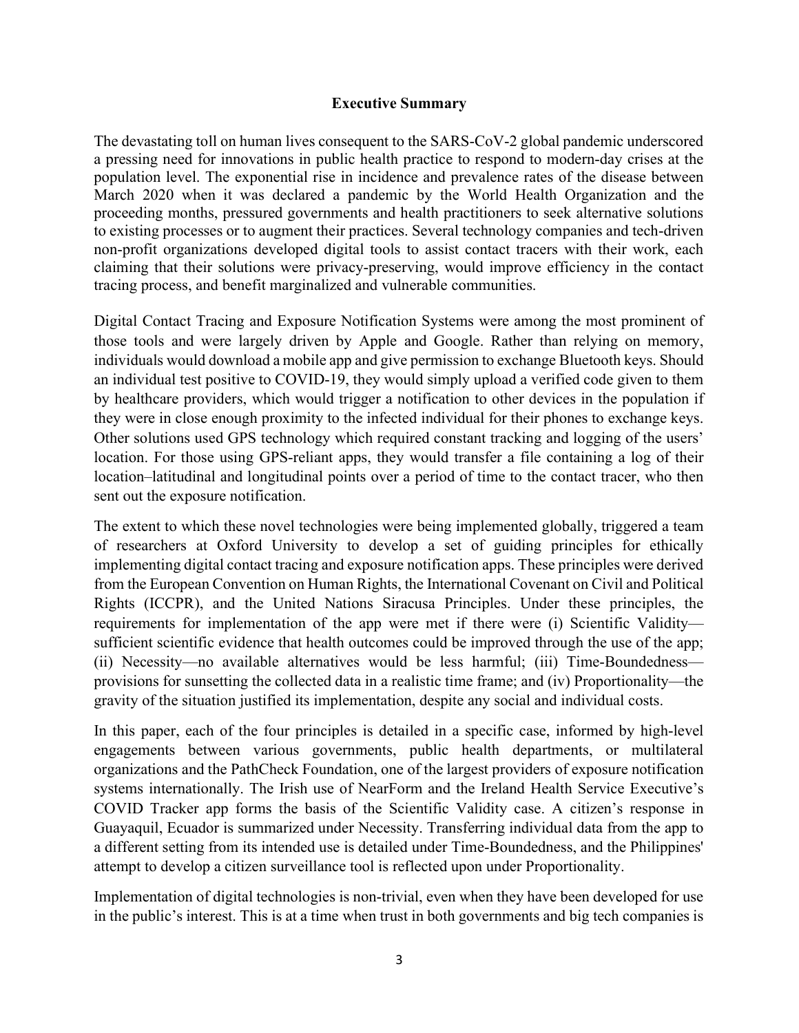## Executive Summary

The devastating toll on human lives consequent to the SARS-CoV-2 global pandemic underscored a pressing need for innovations in public health practice to respond to modern-day crises at the population level. The exponential rise in incidence and prevalence rates of the disease between March 2020 when it was declared a pandemic by the World Health Organization and the proceeding months, pressured governments and health practitioners to seek alternative solutions to existing processes or to augment their practices. Several technology companies and tech-driven non-profit organizations developed digital tools to assist contact tracers with their work, each claiming that their solutions were privacy-preserving, would improve efficiency in the contact tracing process, and benefit marginalized and vulnerable communities.

Digital Contact Tracing and Exposure Notification Systems were among the most prominent of those tools and were largely driven by Apple and Google. Rather than relying on memory, individuals would download a mobile app and give permission to exchange Bluetooth keys. Should an individual test positive to COVID-19, they would simply upload a verified code given to them by healthcare providers, which would trigger a notification to other devices in the population if they were in close enough proximity to the infected individual for their phones to exchange keys. Other solutions used GPS technology which required constant tracking and logging of the users' location. For those using GPS-reliant apps, they would transfer a file containing a log of their location–latitudinal and longitudinal points over a period of time to the contact tracer, who then sent out the exposure notification.

The extent to which these novel technologies were being implemented globally, triggered a team of researchers at Oxford University to develop a set of guiding principles for ethically implementing digital contact tracing and exposure notification apps. These principles were derived from the European Convention on Human Rights, the International Covenant on Civil and Political Rights (ICCPR), and the United Nations Siracusa Principles. Under these principles, the requirements for implementation of the app were met if there were (i) Scientific Validity—sufficient scientific evidence that health outcomes could be improved through the use of the app; (ii) Necessity—no available alternatives would be less harmful; (iii) Time-Boundedness—provisions for sunsetting the collected data in a realistic time frame; and (iv) Proportionality—the gravity of the situation justified its implementation, despite any social and individual costs.

In this paper, each of the four principles is detailed in a specific case, informed by high-level engagements between various governments, public health departments, or multilateral organizations and the PathCheck Foundation, one of the largest providers of exposure notification systems internationally. The Irish use of NearForm and the Ireland Health Service Executive's COVID Tracker app forms the basis of the Scientific Validity case. A citizen's response in Guayaquil, Ecuador is summarized under Necessity. Transferring individual data from the app to a different setting from its intended use is detailed under Time-Boundedness, and the Philippines' attempt to develop a citizen surveillance tool is reflected upon under Proportionality.

Implementation of digital technologies is non-trivial, even when they have been developed for use in the public's interest. This is at a time when trust in both governments and big tech companies is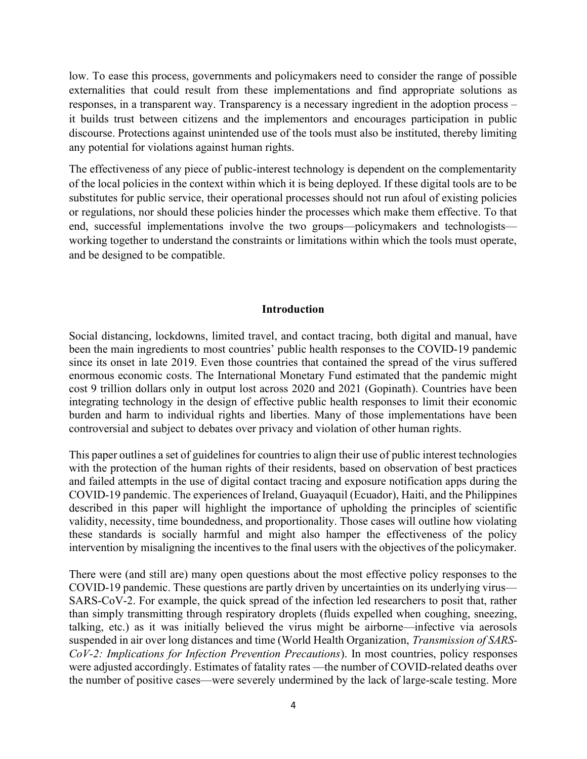low. To ease this process, governments and policymakers need to consider the range of possible externalities that could result from these implementations and find appropriate solutions as responses, in a transparent way. Transparency is a necessary ingredient in the adoption process – it builds trust between citizens and the implementors and encourages participation in public discourse. Protections against unintended use of the tools must also be instituted, thereby limiting any potential for violations against human rights.

The effectiveness of any piece of public-interest technology is dependent on the complementarity of the local policies in the context within which it is being deployed. If these digital tools are to be substitutes for public service, their operational processes should not run afoul of existing policies or regulations, nor should these policies hinder the processes which make them effective. To that end, successful implementations involve the two groups—policymakers and technologists—working together to understand the constraints or limitations within which the tools must operate, and be designed to be compatible.

## Introduction

Social distancing, lockdowns, limited travel, and contact tracing, both digital and manual, have been the main ingredients to most countries' public health responses to the COVID-19 pandemic since its onset in late 2019. Even those countries that contained the spread of the virus suffered enormous economic costs. The International Monetary Fund estimated that the pandemic might cost 9 trillion dollars only in output lost across 2020 and 2021 (Gopinath). Countries have been integrating technology in the design of effective public health responses to limit their economic burden and harm to individual rights and liberties. Many of those implementations have been controversial and subject to debates over privacy and violation of other human rights.

This paper outlines a set of guidelines for countries to align their use of public interest technologies with the protection of the human rights of their residents, based on observation of best practices and failed attempts in the use of digital contact tracing and exposure notification apps during the COVID-19 pandemic. The experiences of Ireland, Guayaquil (Ecuador), Haiti, and the Philippines described in this paper will highlight the importance of upholding the principles of scientific validity, necessity, time boundedness, and proportionality. Those cases will outline how violating these standards is socially harmful and might also hamper the effectiveness of the policy intervention by misaligning the incentives to the final users with the objectives of the policymaker.

There were (and still are) many open questions about the most effective policy responses to the COVID-19 pandemic. These questions are partly driven by uncertainties on its underlying virus—SARS-CoV-2. For example, the quick spread of the infection led researchers to posit that, rather than simply transmitting through respiratory droplets (fluids expelled when coughing, sneezing, talking, etc.) as it was initially believed the virus might be airborne—infective via aerosols suspended in air over long distances and time (World Health Organization, *Transmission of SARS-CoV-2: Implications for Infection Prevention Precautions*). In most countries, policy responses were adjusted accordingly. Estimates of fatality rates —the number of COVID-related deaths over the number of positive cases—were severely undermined by the lack of large-scale testing. More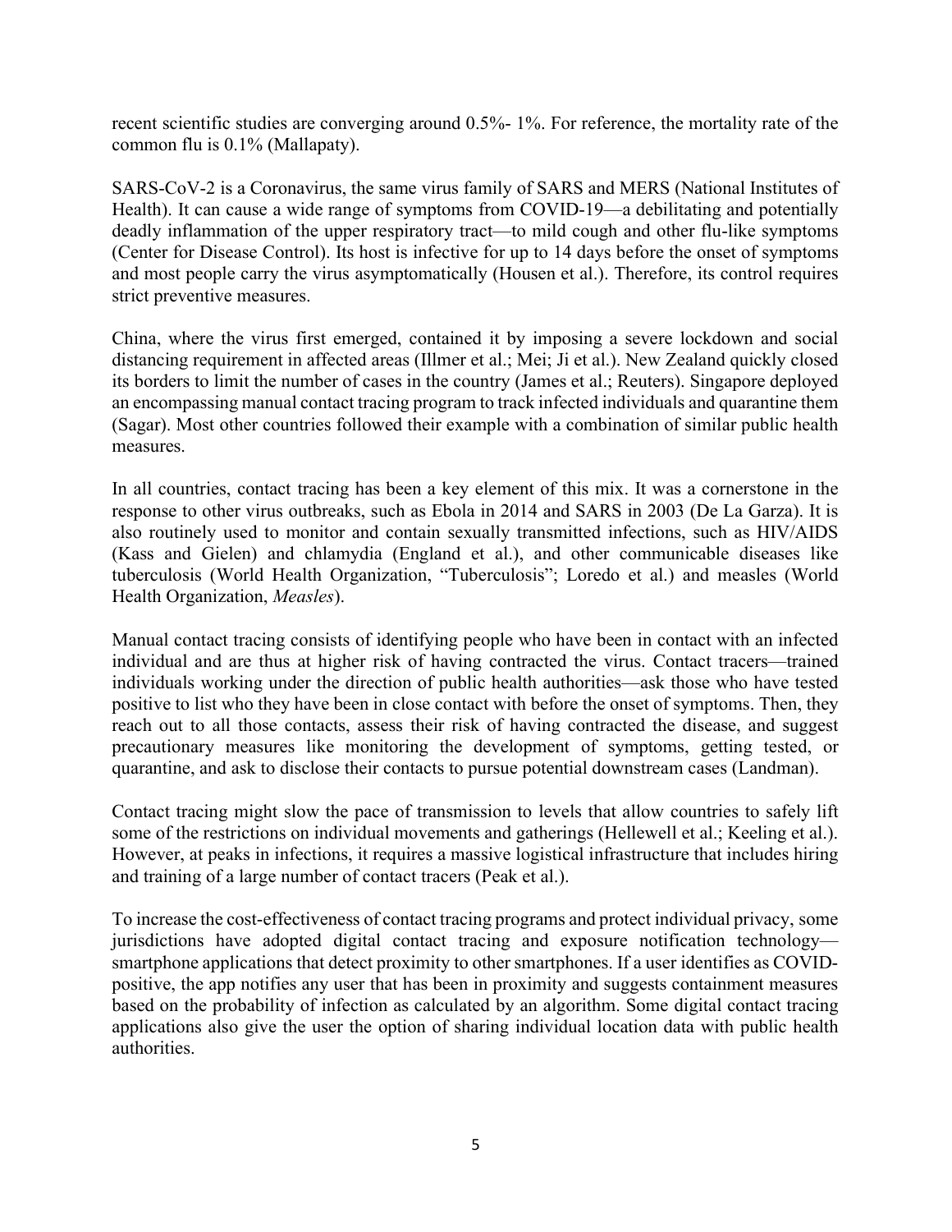recent scientific studies are converging around 0.5%- 1%. For reference, the mortality rate of the common flu is 0.1% (Mallapaty).

SARS-CoV-2 is a Coronavirus, the same virus family of SARS and MERS (National Institutes of Health). It can cause a wide range of symptoms from COVID-19—a debilitating and potentially deadly inflammation of the upper respiratory tract—to mild cough and other flu-like symptoms (Center for Disease Control). Its host is infective for up to 14 days before the onset of symptoms and most people carry the virus asymptomatically (Housen et al.). Therefore, its control requires strict preventive measures.

China, where the virus first emerged, contained it by imposing a severe lockdown and social distancing requirement in affected areas (Illmer et al.; Mei; Ji et al.). New Zealand quickly closed its borders to limit the number of cases in the country (James et al.; Reuters). Singapore deployed an encompassing manual contact tracing program to track infected individuals and quarantine them (Sagar). Most other countries followed their example with a combination of similar public health measures.

In all countries, contact tracing has been a key element of this mix. It was a cornerstone in the response to other virus outbreaks, such as Ebola in 2014 and SARS in 2003 (De La Garza). It is also routinely used to monitor and contain sexually transmitted infections, such as HIV/AIDS (Kass and Gielen) and chlamydia (England et al.), and other communicable diseases like tuberculosis (World Health Organization, "Tuberculosis"; Loredo et al.) and measles (World Health Organization, *Measles*).

Manual contact tracing consists of identifying people who have been in contact with an infected individual and are thus at higher risk of having contracted the virus. Contact tracers—trained individuals working under the direction of public health authorities—ask those who have tested positive to list who they have been in close contact with before the onset of symptoms. Then, they reach out to all those contacts, assess their risk of having contracted the disease, and suggest precautionary measures like monitoring the development of symptoms, getting tested, or quarantine, and ask to disclose their contacts to pursue potential downstream cases (Landman).

Contact tracing might slow the pace of transmission to levels that allow countries to safely lift some of the restrictions on individual movements and gatherings (Hellewell et al.; Keeling et al.). However, at peaks in infections, it requires a massive logistical infrastructure that includes hiring and training of a large number of contact tracers (Peak et al.).

To increase the cost-effectiveness of contact tracing programs and protect individual privacy, some jurisdictions have adopted digital contact tracing and exposure notification technology—smartphone applications that detect proximity to other smartphones. If a user identifies as COVID-positive, the app notifies any user that has been in proximity and suggests containment measures based on the probability of infection as calculated by an algorithm. Some digital contact tracing applications also give the user the option of sharing individual location data with public health authorities.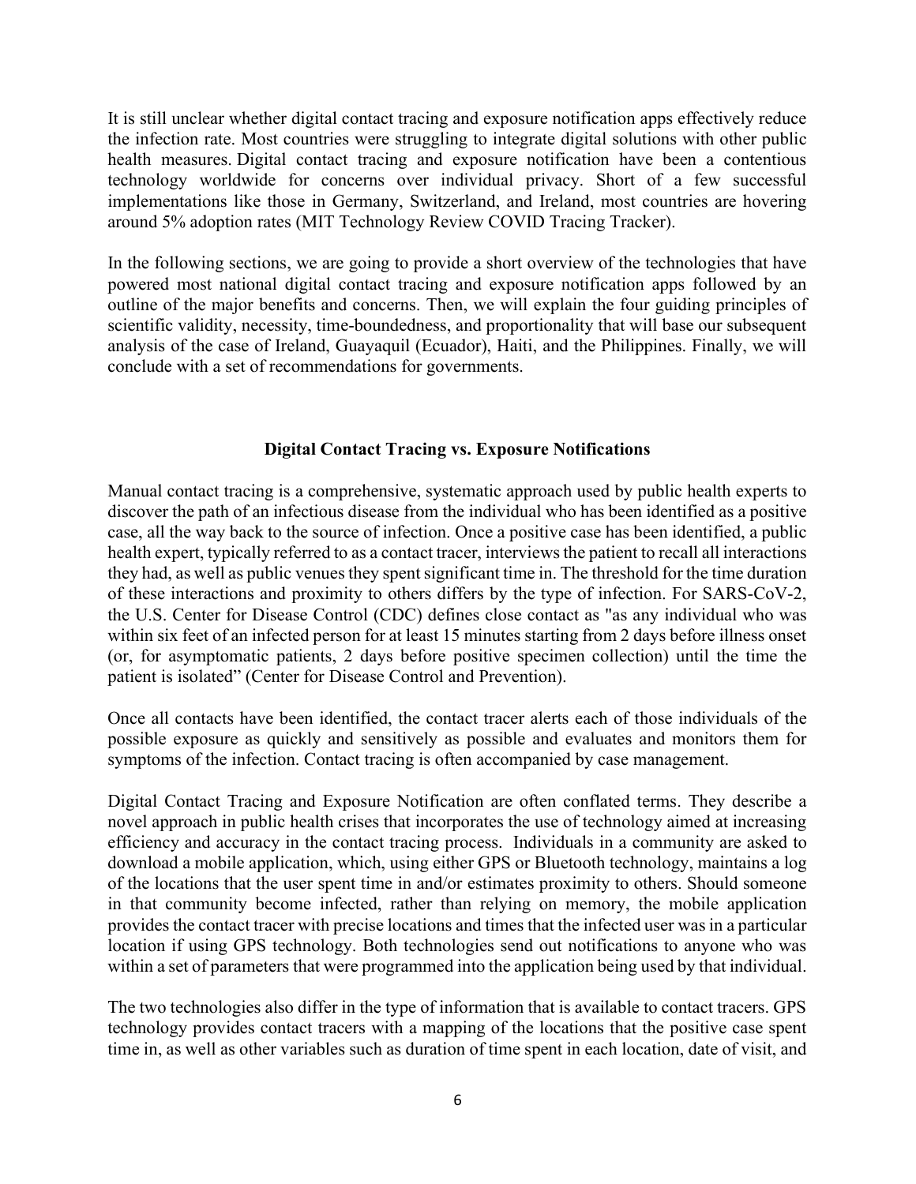It is still unclear whether digital contact tracing and exposure notification apps effectively reduce the infection rate. Most countries were struggling to integrate digital solutions with other public health measures. Digital contact tracing and exposure notification have been a contentious technology worldwide for concerns over individual privacy. Short of a few successful implementations like those in Germany, Switzerland, and Ireland, most countries are hovering around 5% adoption rates (MIT Technology Review COVID Tracing Tracker).

In the following sections, we are going to provide a short overview of the technologies that have powered most national digital contact tracing and exposure notification apps followed by an outline of the major benefits and concerns. Then, we will explain the four guiding principles of scientific validity, necessity, time-boundedness, and proportionality that will base our subsequent analysis of the case of Ireland, Guayaquil (Ecuador), Haiti, and the Philippines. Finally, we will conclude with a set of recommendations for governments.

## Digital Contact Tracing vs. Exposure Notifications

Manual contact tracing is a comprehensive, systematic approach used by public health experts to discover the path of an infectious disease from the individual who has been identified as a positive case, all the way back to the source of infection. Once a positive case has been identified, a public health expert, typically referred to as a contact tracer, interviews the patient to recall all interactions they had, as well as public venues they spent significant time in. The threshold for the time duration of these interactions and proximity to others differs by the type of infection. For SARS-CoV-2, the U.S. Center for Disease Control (CDC) defines close contact as "as any individual who was within six feet of an infected person for at least 15 minutes starting from 2 days before illness onset (or, for asymptomatic patients, 2 days before positive specimen collection) until the time the patient is isolated" (Center for Disease Control and Prevention).

Once all contacts have been identified, the contact tracer alerts each of those individuals of the possible exposure as quickly and sensitively as possible and evaluates and monitors them for symptoms of the infection. Contact tracing is often accompanied by case management.

Digital Contact Tracing and Exposure Notification are often conflated terms. They describe a novel approach in public health crises that incorporates the use of technology aimed at increasing efficiency and accuracy in the contact tracing process. Individuals in a community are asked to download a mobile application, which, using either GPS or Bluetooth technology, maintains a log of the locations that the user spent time in and/or estimates proximity to others. Should someone in that community become infected, rather than relying on memory, the mobile application provides the contact tracer with precise locations and times that the infected user was in a particular location if using GPS technology. Both technologies send out notifications to anyone who was within a set of parameters that were programmed into the application being used by that individual.

The two technologies also differ in the type of information that is available to contact tracers. GPS technology provides contact tracers with a mapping of the locations that the positive case spent time in, as well as other variables such as duration of time spent in each location, date of visit, and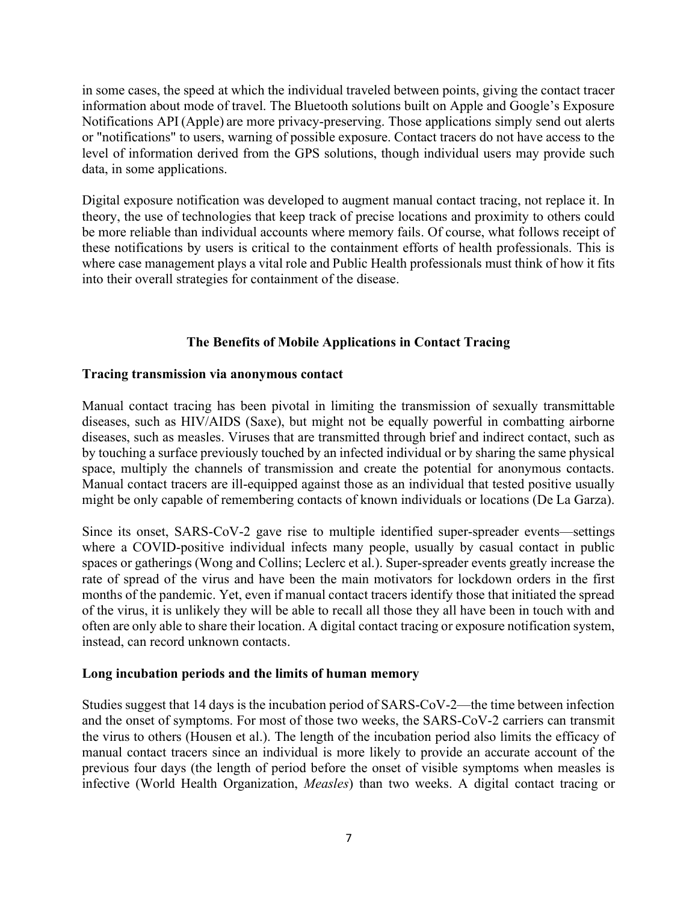in some cases, the speed at which the individual traveled between points, giving the contact tracer information about mode of travel. The Bluetooth solutions built on Apple and Google's Exposure Notifications API (Apple) are more privacy-preserving. Those applications simply send out alerts or "notifications" to users, warning of possible exposure. Contact tracers do not have access to the level of information derived from the GPS solutions, though individual users may provide such data, in some applications.

Digital exposure notification was developed to augment manual contact tracing, not replace it. In theory, the use of technologies that keep track of precise locations and proximity to others could be more reliable than individual accounts where memory fails. Of course, what follows receipt of these notifications by users is critical to the containment efforts of health professionals. This is where case management plays a vital role and Public Health professionals must think of how it fits into their overall strategies for containment of the disease.

## The Benefits of Mobile Applications in Contact Tracing

### Tracing transmission via anonymous contact

Manual contact tracing has been pivotal in limiting the transmission of sexually transmittable diseases, such as HIV/AIDS (Saxe), but might not be equally powerful in combatting airborne diseases, such as measles. Viruses that are transmitted through brief and indirect contact, such as by touching a surface previously touched by an infected individual or by sharing the same physical space, multiply the channels of transmission and create the potential for anonymous contacts. Manual contact tracers are ill-equipped against those as an individual that tested positive usually might be only capable of remembering contacts of known individuals or locations (De La Garza).

Since its onset, SARS-CoV-2 gave rise to multiple identified super-spreader events—settings where a COVID-positive individual infects many people, usually by casual contact in public spaces or gatherings (Wong and Collins; Leclerc et al.). Super-spreader events greatly increase the rate of spread of the virus and have been the main motivators for lockdown orders in the first months of the pandemic. Yet, even if manual contact tracers identify those that initiated the spread of the virus, it is unlikely they will be able to recall all those they all have been in touch with and often are only able to share their location. A digital contact tracing or exposure notification system, instead, can record unknown contacts.

### Long incubation periods and the limits of human memory

Studies suggest that 14 days is the incubation period of SARS-CoV-2—the time between infection and the onset of symptoms. For most of those two weeks, the SARS-CoV-2 carriers can transmit the virus to others (Housen et al.). The length of the incubation period also limits the efficacy of manual contact tracers since an individual is more likely to provide an accurate account of the previous four days (the length of period before the onset of visible symptoms when measles is infective (World Health Organization, *Measles*) than two weeks. A digital contact tracing or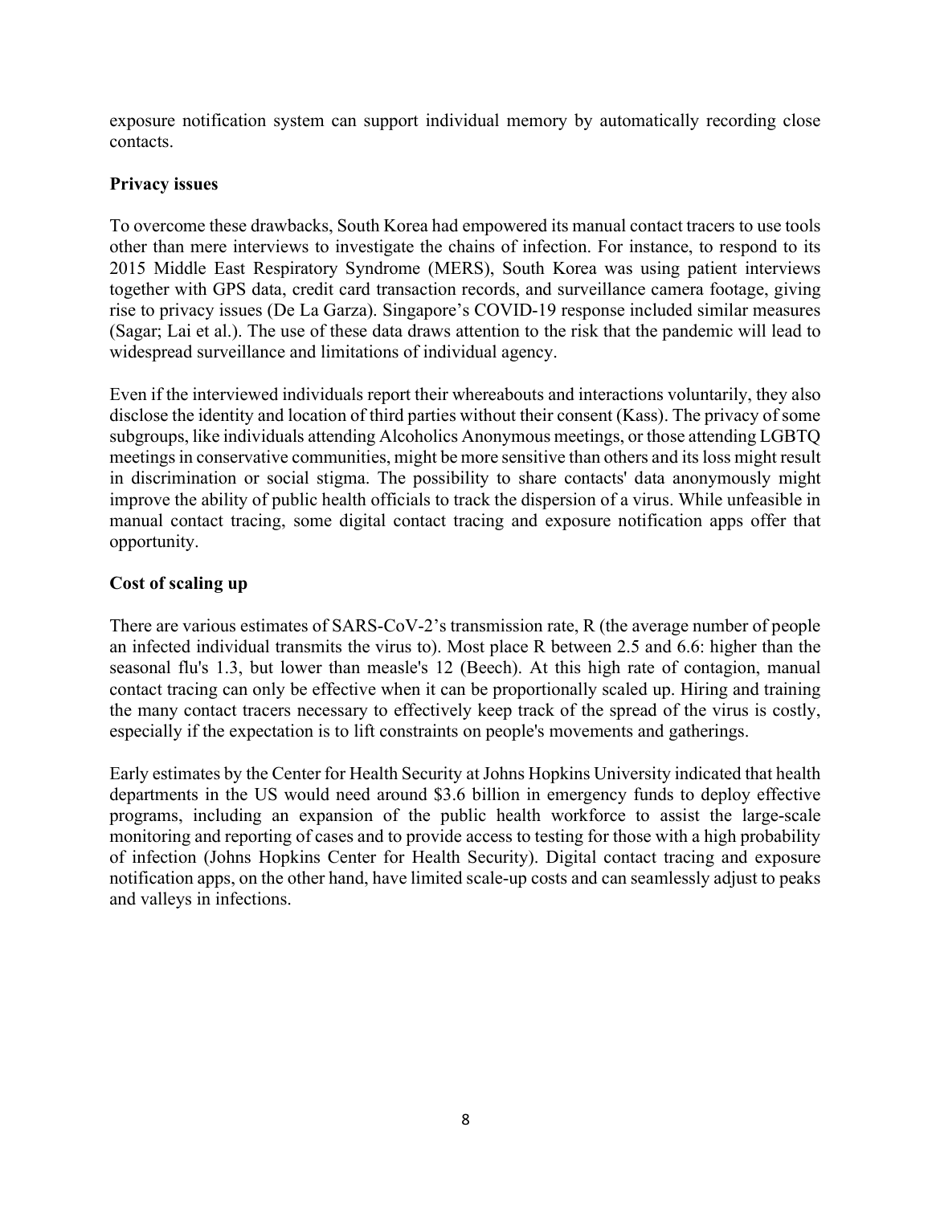exposure notification system can support individual memory by automatically recording close contacts.

### Privacy issues

To overcome these drawbacks, South Korea had empowered its manual contact tracers to use tools other than mere interviews to investigate the chains of infection. For instance, to respond to its 2015 Middle East Respiratory Syndrome (MERS), South Korea was using patient interviews together with GPS data, credit card transaction records, and surveillance camera footage, giving rise to privacy issues (De La Garza). Singapore's COVID-19 response included similar measures (Sagar; Lai et al.). The use of these data draws attention to the risk that the pandemic will lead to widespread surveillance and limitations of individual agency.

Even if the interviewed individuals report their whereabouts and interactions voluntarily, they also disclose the identity and location of third parties without their consent (Kass). The privacy of some subgroups, like individuals attending Alcoholics Anonymous meetings, or those attending LGBTQ meetings in conservative communities, might be more sensitive than others and its loss might result in discrimination or social stigma. The possibility to share contacts' data anonymously might improve the ability of public health officials to track the dispersion of a virus. While unfeasible in manual contact tracing, some digital contact tracing and exposure notification apps offer that opportunity.

### Cost of scaling up

There are various estimates of SARS-CoV-2's transmission rate, R (the average number of people an infected individual transmits the virus to). Most place R between 2.5 and 6.6: higher than the seasonal flu's 1.3, but lower than measle's 12 (Beech). At this high rate of contagion, manual contact tracing can only be effective when it can be proportionally scaled up. Hiring and training the many contact tracers necessary to effectively keep track of the spread of the virus is costly, especially if the expectation is to lift constraints on people's movements and gatherings.

Early estimates by the Center for Health Security at Johns Hopkins University indicated that health departments in the US would need around $3.6 billion in emergency funds to deploy effective programs, including an expansion of the public health workforce to assist the large-scale monitoring and reporting of cases and to provide access to testing for those with a high probability of infection (Johns Hopkins Center for Health Security). Digital contact tracing and exposure notification apps, on the other hand, have limited scale-up costs and can seamlessly adjust to peaks and valleys in infections.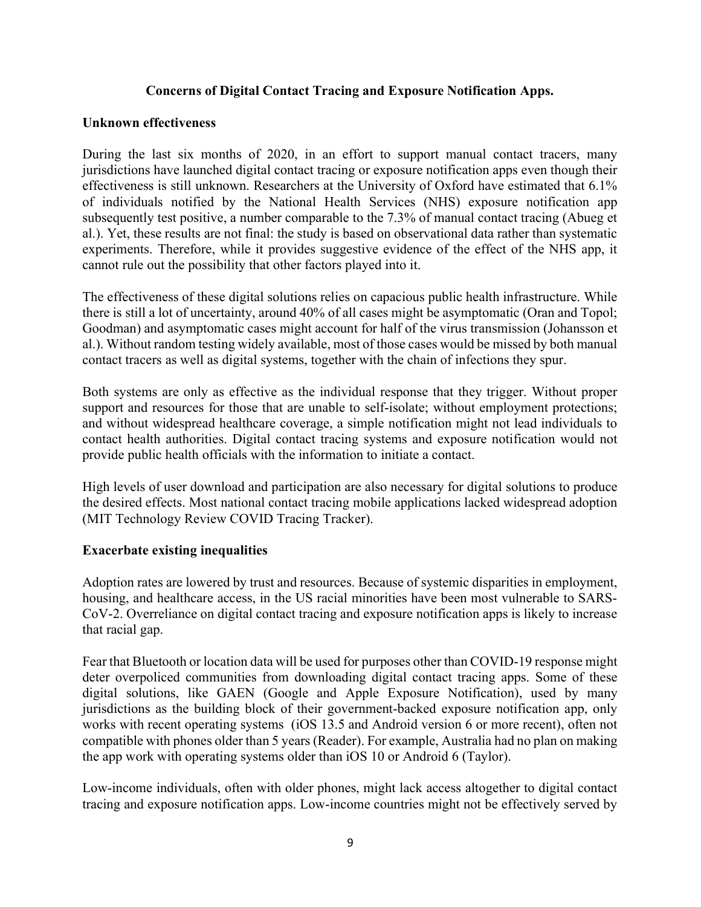## Concerns of Digital Contact Tracing and Exposure Notification Apps.

### Unknown effectiveness

During the last six months of 2020, in an effort to support manual contact tracers, many jurisdictions have launched digital contact tracing or exposure notification apps even though their effectiveness is still unknown. Researchers at the University of Oxford have estimated that 6.1% of individuals notified by the National Health Services (NHS) exposure notification app subsequently test positive, a number comparable to the 7.3% of manual contact tracing (Abueg et al.). Yet, these results are not final: the study is based on observational data rather than systematic experiments. Therefore, while it provides suggestive evidence of the effect of the NHS app, it cannot rule out the possibility that other factors played into it.

The effectiveness of these digital solutions relies on capacious public health infrastructure. While there is still a lot of uncertainty, around 40% of all cases might be asymptomatic (Oran and Topol; Goodman) and asymptomatic cases might account for half of the virus transmission (Johansson et al.). Without random testing widely available, most of those cases would be missed by both manual contact tracers as well as digital systems, together with the chain of infections they spur.

Both systems are only as effective as the individual response that they trigger. Without proper support and resources for those that are unable to self-isolate; without employment protections; and without widespread healthcare coverage, a simple notification might not lead individuals to contact health authorities. Digital contact tracing systems and exposure notification would not provide public health officials with the information to initiate a contact.

High levels of user download and participation are also necessary for digital solutions to produce the desired effects. Most national contact tracing mobile applications lacked widespread adoption (MIT Technology Review COVID Tracing Tracker).

### Exacerbate existing inequalities

Adoption rates are lowered by trust and resources. Because of systemic disparities in employment, housing, and healthcare access, in the US racial minorities have been most vulnerable to SARS-CoV-2. Overreliance on digital contact tracing and exposure notification apps is likely to increase that racial gap.

Fear that Bluetooth or location data will be used for purposes other than COVID-19 response might deter overpoliced communities from downloading digital contact tracing apps. Some of these digital solutions, like GAEN (Google and Apple Exposure Notification), used by many jurisdictions as the building block of their government-backed exposure notification app, only works with recent operating systems (iOS 13.5 and Android version 6 or more recent), often not compatible with phones older than 5 years (Reader). For example, Australia had no plan on making the app work with operating systems older than iOS 10 or Android 6 (Taylor).

Low-income individuals, often with older phones, might lack access altogether to digital contact tracing and exposure notification apps. Low-income countries might not be effectively served by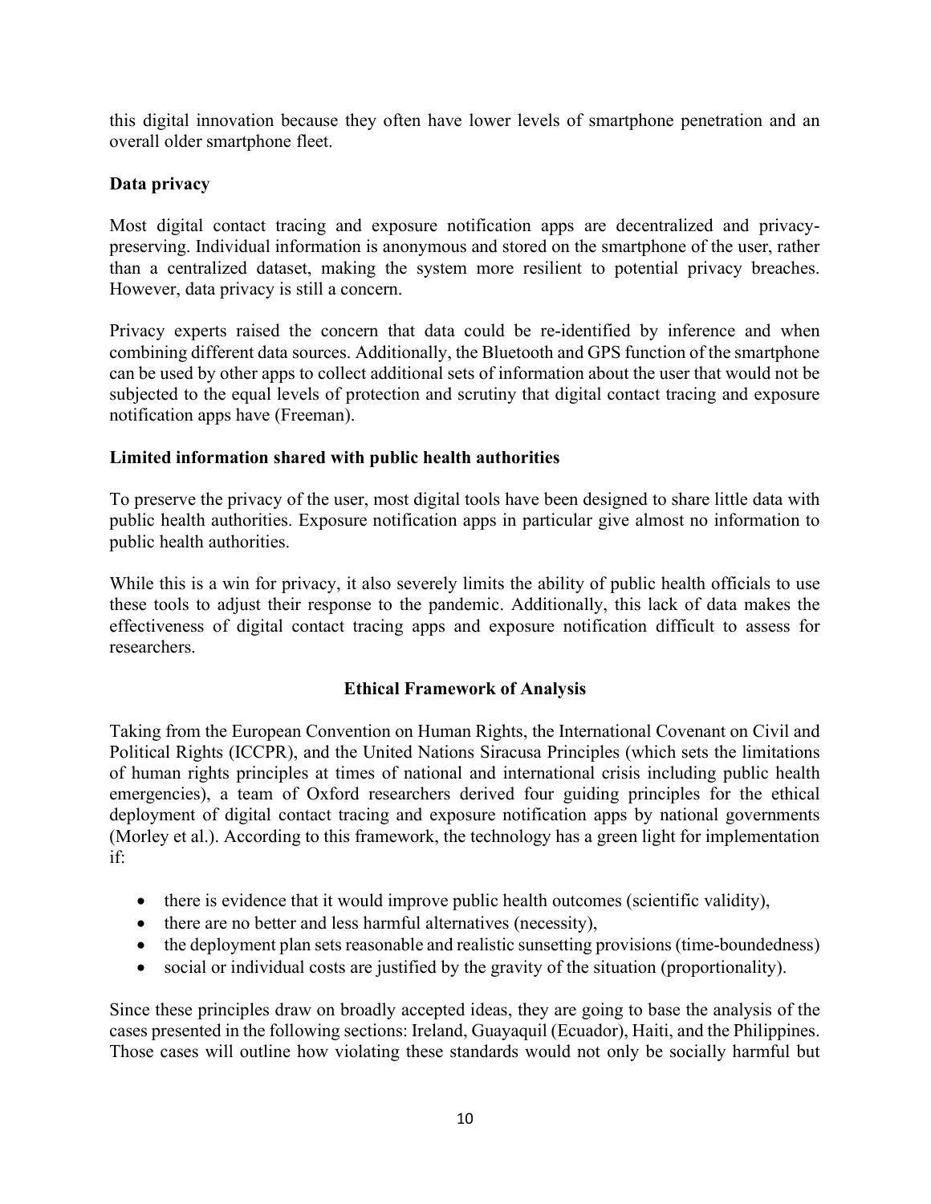this digital innovation because they often have lower levels of smartphone penetration and an overall older smartphone fleet.

**Data privacy**

Most digital contact tracing and exposure notification apps are decentralized and privacy-preserving. Individual information is anonymous and stored on the smartphone of the user, rather than a centralized dataset, making the system more resilient to potential privacy breaches. However, data privacy is still a concern.

Privacy experts raised the concern that data could be re-identified by inference and when combining different data sources. Additionally, the Bluetooth and GPS function of the smartphone can be used by other apps to collect additional sets of information about the user that would not be subjected to the equal levels of protection and scrutiny that digital contact tracing and exposure notification apps have (Freeman).

**Limited information shared with public health authorities**

To preserve the privacy of the user, most digital tools have been designed to share little data with public health authorities. Exposure notification apps in particular give almost no information to public health authorities.

While this is a win for privacy, it also severely limits the ability of public health officials to use these tools to adjust their response to the pandemic. Additionally, this lack of data makes the effectiveness of digital contact tracing apps and exposure notification difficult to assess for researchers.

## Ethical Framework of Analysis

Taking from the European Convention on Human Rights, the International Covenant on Civil and Political Rights (ICCPR), and the United Nations Siracusa Principles (which sets the limitations of human rights principles at times of national and international crisis including public health emergencies), a team of Oxford researchers derived four guiding principles for the ethical deployment of digital contact tracing and exposure notification apps by national governments (Morley et al.). According to this framework, the technology has a green light for implementation if:

- there is evidence that it would improve public health outcomes (scientific validity),
- there are no better and less harmful alternatives (necessity),
- the deployment plan sets reasonable and realistic sunsetting provisions (time-boundedness)
- social or individual costs are justified by the gravity of the situation (proportionality).

Since these principles draw on broadly accepted ideas, they are going to base the analysis of the cases presented in the following sections: Ireland, Guayaquil (Ecuador), Haiti, and the Philippines. Those cases will outline how violating these standards would not only be socially harmful but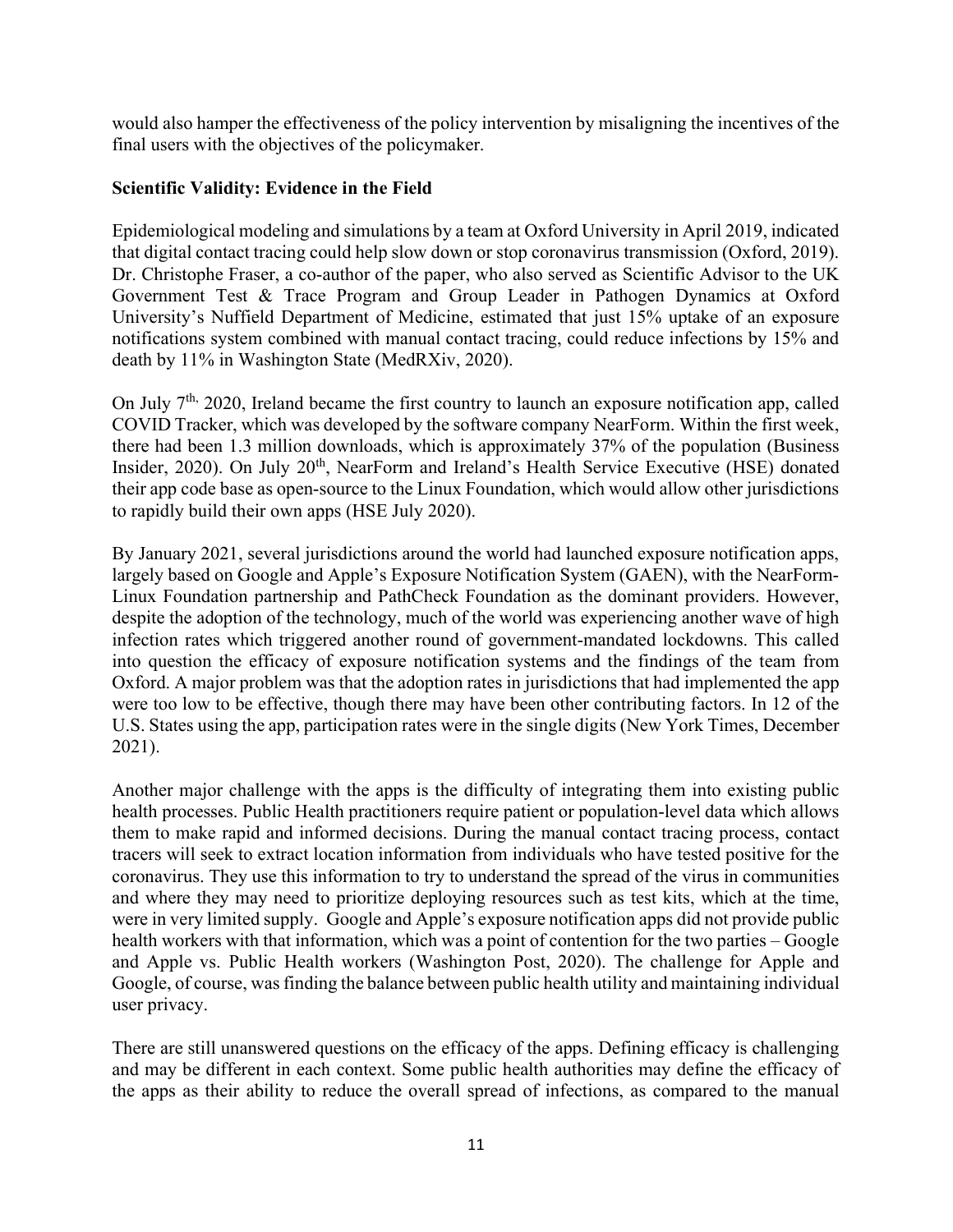would also hamper the effectiveness of the policy intervention by misaligning the incentives of the final users with the objectives of the policymaker.

**Scientific Validity: Evidence in the Field**

Epidemiological modeling and simulations by a team at Oxford University in April 2019, indicated that digital contact tracing could help slow down or stop coronavirus transmission (Oxford, 2019). Dr. Christophe Fraser, a co-author of the paper, who also served as Scientific Advisor to the UK Government Test & Trace Program and Group Leader in Pathogen Dynamics at Oxford University's Nuffield Department of Medicine, estimated that just 15% uptake of an exposure notifications system combined with manual contact tracing, could reduce infections by 15% and death by 11% in Washington State (MedRXiv, 2020).

On July 7th, 2020, Ireland became the first country to launch an exposure notification app, called COVID Tracker, which was developed by the software company NearForm. Within the first week, there had been 1.3 million downloads, which is approximately 37% of the population (Business Insider, 2020). On July 20th, NearForm and Ireland's Health Service Executive (HSE) donated their app code base as open-source to the Linux Foundation, which would allow other jurisdictions to rapidly build their own apps (HSE July 2020).

By January 2021, several jurisdictions around the world had launched exposure notification apps, largely based on Google and Apple's Exposure Notification System (GAEN), with the NearForm-Linux Foundation partnership and PathCheck Foundation as the dominant providers. However, despite the adoption of the technology, much of the world was experiencing another wave of high infection rates which triggered another round of government-mandated lockdowns. This called into question the efficacy of exposure notification systems and the findings of the team from Oxford. A major problem was that the adoption rates in jurisdictions that had implemented the app were too low to be effective, though there may have been other contributing factors. In 12 of the U.S. States using the app, participation rates were in the single digits (New York Times, December 2021).

Another major challenge with the apps is the difficulty of integrating them into existing public health processes. Public Health practitioners require patient or population-level data which allows them to make rapid and informed decisions. During the manual contact tracing process, contact tracers will seek to extract location information from individuals who have tested positive for the coronavirus. They use this information to try to understand the spread of the virus in communities and where they may need to prioritize deploying resources such as test kits, which at the time, were in very limited supply. Google and Apple's exposure notification apps did not provide public health workers with that information, which was a point of contention for the two parties – Google and Apple vs. Public Health workers (Washington Post, 2020). The challenge for Apple and Google, of course, was finding the balance between public health utility and maintaining individual user privacy.

There are still unanswered questions on the efficacy of the apps. Defining efficacy is challenging and may be different in each context. Some public health authorities may define the efficacy of the apps as their ability to reduce the overall spread of infections, as compared to the manual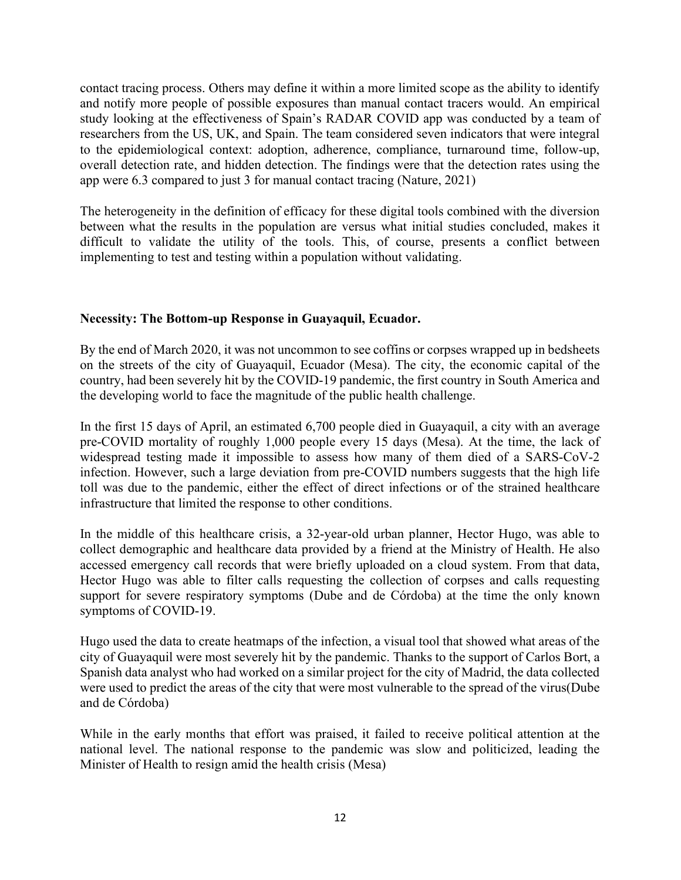contact tracing process. Others may define it within a more limited scope as the ability to identify and notify more people of possible exposures than manual contact tracers would. An empirical study looking at the effectiveness of Spain's RADAR COVID app was conducted by a team of researchers from the US, UK, and Spain. The team considered seven indicators that were integral to the epidemiological context: adoption, adherence, compliance, turnaround time, follow-up, overall detection rate, and hidden detection. The findings were that the detection rates using the app were 6.3 compared to just 3 for manual contact tracing (Nature, 2021)

The heterogeneity in the definition of efficacy for these digital tools combined with the diversion between what the results in the population are versus what initial studies concluded, makes it difficult to validate the utility of the tools. This, of course, presents a conflict between implementing to test and testing within a population without validating.

**Necessity: The Bottom-up Response in Guayaquil, Ecuador.**

By the end of March 2020, it was not uncommon to see coffins or corpses wrapped up in bedsheets on the streets of the city of Guayaquil, Ecuador (Mesa). The city, the economic capital of the country, had been severely hit by the COVID-19 pandemic, the first country in South America and the developing world to face the magnitude of the public health challenge.

In the first 15 days of April, an estimated 6,700 people died in Guayaquil, a city with an average pre-COVID mortality of roughly 1,000 people every 15 days (Mesa). At the time, the lack of widespread testing made it impossible to assess how many of them died of a SARS-CoV-2 infection. However, such a large deviation from pre-COVID numbers suggests that the high life toll was due to the pandemic, either the effect of direct infections or of the strained healthcare infrastructure that limited the response to other conditions.

In the middle of this healthcare crisis, a 32-year-old urban planner, Hector Hugo, was able to collect demographic and healthcare data provided by a friend at the Ministry of Health. He also accessed emergency call records that were briefly uploaded on a cloud system. From that data, Hector Hugo was able to filter calls requesting the collection of corpses and calls requesting support for severe respiratory symptoms (Dube and de Córdoba) at the time the only known symptoms of COVID-19.

Hugo used the data to create heatmaps of the infection, a visual tool that showed what areas of the city of Guayaquil were most severely hit by the pandemic. Thanks to the support of Carlos Bort, a Spanish data analyst who had worked on a similar project for the city of Madrid, the data collected were used to predict the areas of the city that were most vulnerable to the spread of the virus(Dube and de Córdoba)

While in the early months that effort was praised, it failed to receive political attention at the national level. The national response to the pandemic was slow and politicized, leading the Minister of Health to resign amid the health crisis (Mesa)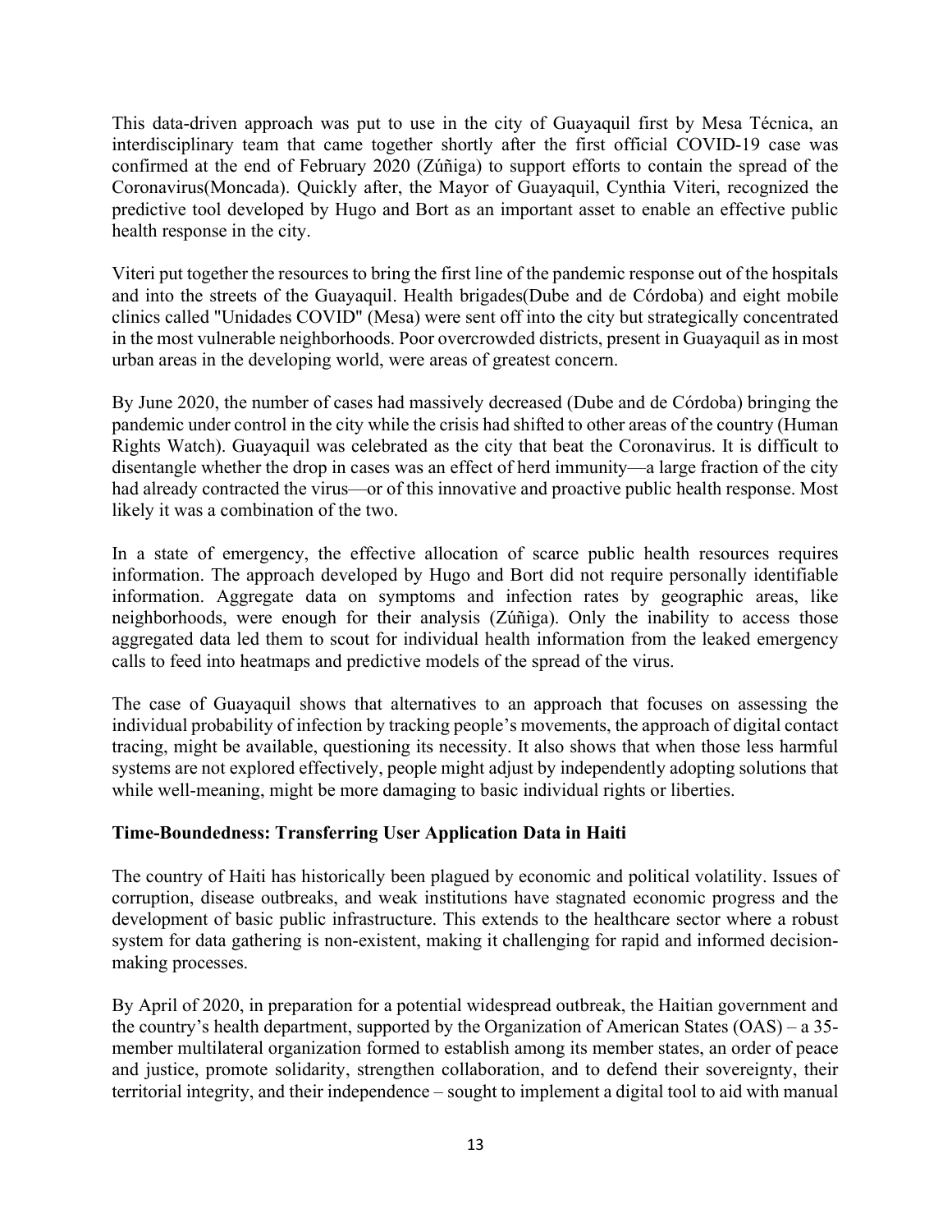This data-driven approach was put to use in the city of Guayaquil first by Mesa Técnica, an interdisciplinary team that came together shortly after the first official COVID-19 case was confirmed at the end of February 2020 (Zúñiga) to support efforts to contain the spread of the Coronavirus(Moncada). Quickly after, the Mayor of Guayaquil, Cynthia Viteri, recognized the predictive tool developed by Hugo and Bort as an important asset to enable an effective public health response in the city.

Viteri put together the resources to bring the first line of the pandemic response out of the hospitals and into the streets of the Guayaquil. Health brigades(Dube and de Córdoba) and eight mobile clinics called "Unidades COVID" (Mesa) were sent off into the city but strategically concentrated in the most vulnerable neighborhoods. Poor overcrowded districts, present in Guayaquil as in most urban areas in the developing world, were areas of greatest concern.

By June 2020, the number of cases had massively decreased (Dube and de Córdoba) bringing the pandemic under control in the city while the crisis had shifted to other areas of the country (Human Rights Watch). Guayaquil was celebrated as the city that beat the Coronavirus. It is difficult to disentangle whether the drop in cases was an effect of herd immunity—a large fraction of the city had already contracted the virus—or of this innovative and proactive public health response. Most likely it was a combination of the two.

In a state of emergency, the effective allocation of scarce public health resources requires information. The approach developed by Hugo and Bort did not require personally identifiable information. Aggregate data on symptoms and infection rates by geographic areas, like neighborhoods, were enough for their analysis (Zúñiga). Only the inability to access those aggregated data led them to scout for individual health information from the leaked emergency calls to feed into heatmaps and predictive models of the spread of the virus.

The case of Guayaquil shows that alternatives to an approach that focuses on assessing the individual probability of infection by tracking people's movements, the approach of digital contact tracing, might be available, questioning its necessity. It also shows that when those less harmful systems are not explored effectively, people might adjust by independently adopting solutions that while well-meaning, might be more damaging to basic individual rights or liberties.

### Time-Boundedness: Transferring User Application Data in Haiti

The country of Haiti has historically been plagued by economic and political volatility. Issues of corruption, disease outbreaks, and weak institutions have stagnated economic progress and the development of basic public infrastructure. This extends to the healthcare sector where a robust system for data gathering is non-existent, making it challenging for rapid and informed decision-making processes.

By April of 2020, in preparation for a potential widespread outbreak, the Haitian government and the country's health department, supported by the Organization of American States (OAS) – a 35-member multilateral organization formed to establish among its member states, an order of peace and justice, promote solidarity, strengthen collaboration, and to defend their sovereignty, their territorial integrity, and their independence – sought to implement a digital tool to aid with manual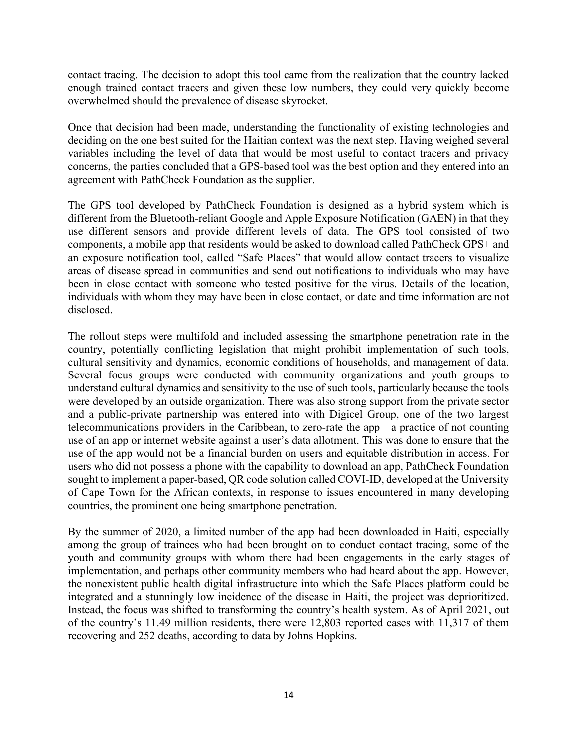contact tracing. The decision to adopt this tool came from the realization that the country lacked enough trained contact tracers and given these low numbers, they could very quickly become overwhelmed should the prevalence of disease skyrocket.

Once that decision had been made, understanding the functionality of existing technologies and deciding on the one best suited for the Haitian context was the next step. Having weighed several variables including the level of data that would be most useful to contact tracers and privacy concerns, the parties concluded that a GPS-based tool was the best option and they entered into an agreement with PathCheck Foundation as the supplier.

The GPS tool developed by PathCheck Foundation is designed as a hybrid system which is different from the Bluetooth-reliant Google and Apple Exposure Notification (GAEN) in that they use different sensors and provide different levels of data. The GPS tool consisted of two components, a mobile app that residents would be asked to download called PathCheck GPS+ and an exposure notification tool, called "Safe Places" that would allow contact tracers to visualize areas of disease spread in communities and send out notifications to individuals who may have been in close contact with someone who tested positive for the virus. Details of the location, individuals with whom they may have been in close contact, or date and time information are not disclosed.

The rollout steps were multifold and included assessing the smartphone penetration rate in the country, potentially conflicting legislation that might prohibit implementation of such tools, cultural sensitivity and dynamics, economic conditions of households, and management of data. Several focus groups were conducted with community organizations and youth groups to understand cultural dynamics and sensitivity to the use of such tools, particularly because the tools were developed by an outside organization. There was also strong support from the private sector and a public-private partnership was entered into with Digicel Group, one of the two largest telecommunications providers in the Caribbean, to zero-rate the app—a practice of not counting use of an app or internet website against a user's data allotment. This was done to ensure that the use of the app would not be a financial burden on users and equitable distribution in access. For users who did not possess a phone with the capability to download an app, PathCheck Foundation sought to implement a paper-based, QR code solution called COVI-ID, developed at the University of Cape Town for the African contexts, in response to issues encountered in many developing countries, the prominent one being smartphone penetration.

By the summer of 2020, a limited number of the app had been downloaded in Haiti, especially among the group of trainees who had been brought on to conduct contact tracing, some of the youth and community groups with whom there had been engagements in the early stages of implementation, and perhaps other community members who had heard about the app. However, the nonexistent public health digital infrastructure into which the Safe Places platform could be integrated and a stunningly low incidence of the disease in Haiti, the project was deprioritized. Instead, the focus was shifted to transforming the country's health system. As of April 2021, out of the country's 11.49 million residents, there were 12,803 reported cases with 11,317 of them recovering and 252 deaths, according to data by Johns Hopkins.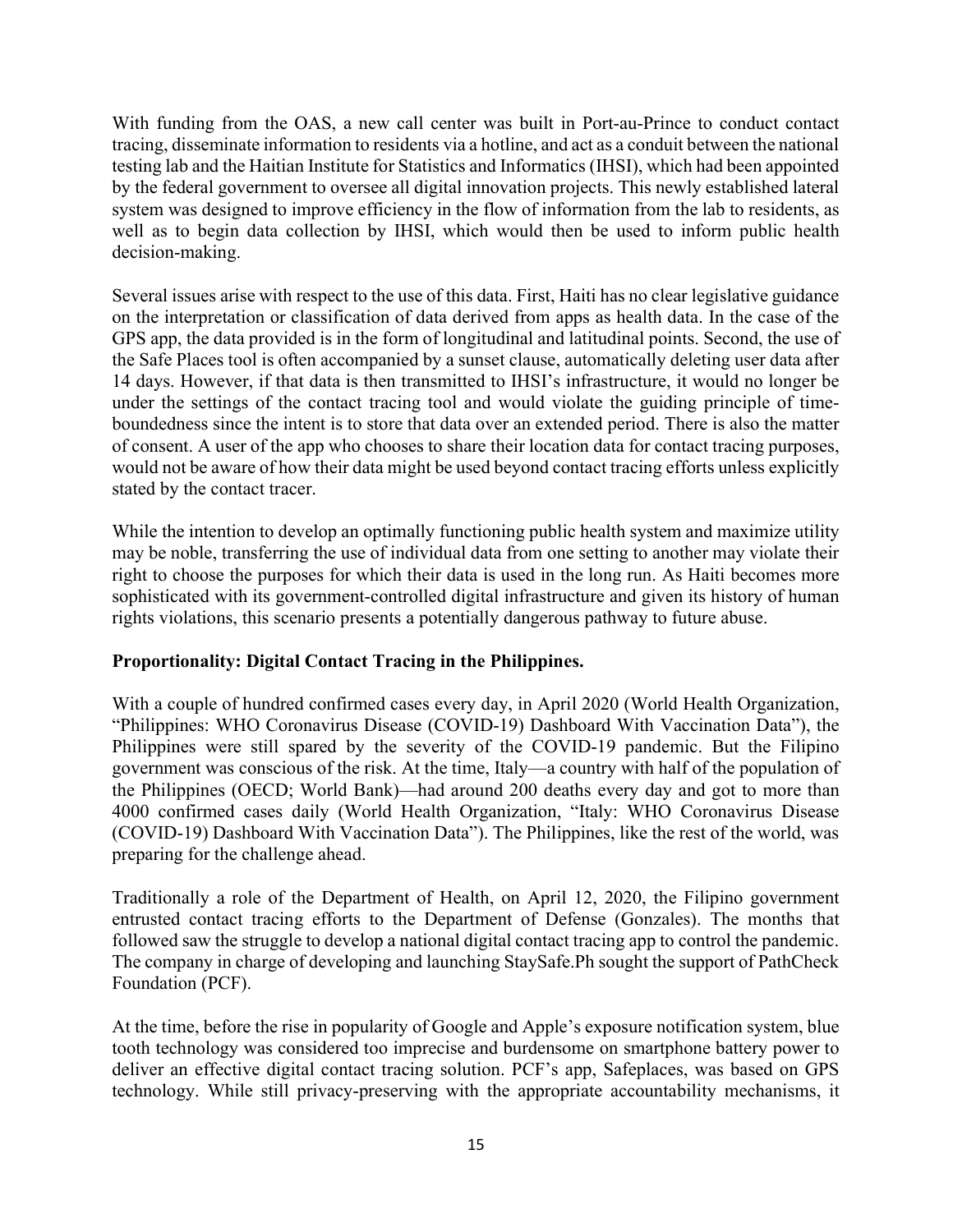With funding from the OAS, a new call center was built in Port-au-Prince to conduct contact tracing, disseminate information to residents via a hotline, and act as a conduit between the national testing lab and the Haitian Institute for Statistics and Informatics (IHSI), which had been appointed by the federal government to oversee all digital innovation projects. This newly established lateral system was designed to improve efficiency in the flow of information from the lab to residents, as well as to begin data collection by IHSI, which would then be used to inform public health decision-making.

Several issues arise with respect to the use of this data. First, Haiti has no clear legislative guidance on the interpretation or classification of data derived from apps as health data. In the case of the GPS app, the data provided is in the form of longitudinal and latitudinal points. Second, the use of the Safe Places tool is often accompanied by a sunset clause, automatically deleting user data after 14 days. However, if that data is then transmitted to IHSI's infrastructure, it would no longer be under the settings of the contact tracing tool and would violate the guiding principle of time-boundedness since the intent is to store that data over an extended period. There is also the matter of consent. A user of the app who chooses to share their location data for contact tracing purposes, would not be aware of how their data might be used beyond contact tracing efforts unless explicitly stated by the contact tracer.

While the intention to develop an optimally functioning public health system and maximize utility may be noble, transferring the use of individual data from one setting to another may violate their right to choose the purposes for which their data is used in the long run. As Haiti becomes more sophisticated with its government-controlled digital infrastructure and given its history of human rights violations, this scenario presents a potentially dangerous pathway to future abuse.

**Proportionality: Digital Contact Tracing in the Philippines.**

With a couple of hundred confirmed cases every day, in April 2020 (World Health Organization, "Philippines: WHO Coronavirus Disease (COVID-19) Dashboard With Vaccination Data"), the Philippines were still spared by the severity of the COVID-19 pandemic. But the Filipino government was conscious of the risk. At the time, Italy—a country with half of the population of the Philippines (OECD; World Bank)—had around 200 deaths every day and got to more than 4000 confirmed cases daily (World Health Organization, "Italy: WHO Coronavirus Disease (COVID-19) Dashboard With Vaccination Data"). The Philippines, like the rest of the world, was preparing for the challenge ahead.

Traditionally a role of the Department of Health, on April 12, 2020, the Filipino government entrusted contact tracing efforts to the Department of Defense (Gonzales). The months that followed saw the struggle to develop a national digital contact tracing app to control the pandemic. The company in charge of developing and launching StaySafe.Ph sought the support of PathCheck Foundation (PCF).

At the time, before the rise in popularity of Google and Apple's exposure notification system, blue tooth technology was considered too imprecise and burdensome on smartphone battery power to deliver an effective digital contact tracing solution. PCF's app, Safeplaces, was based on GPS technology. While still privacy-preserving with the appropriate accountability mechanisms, it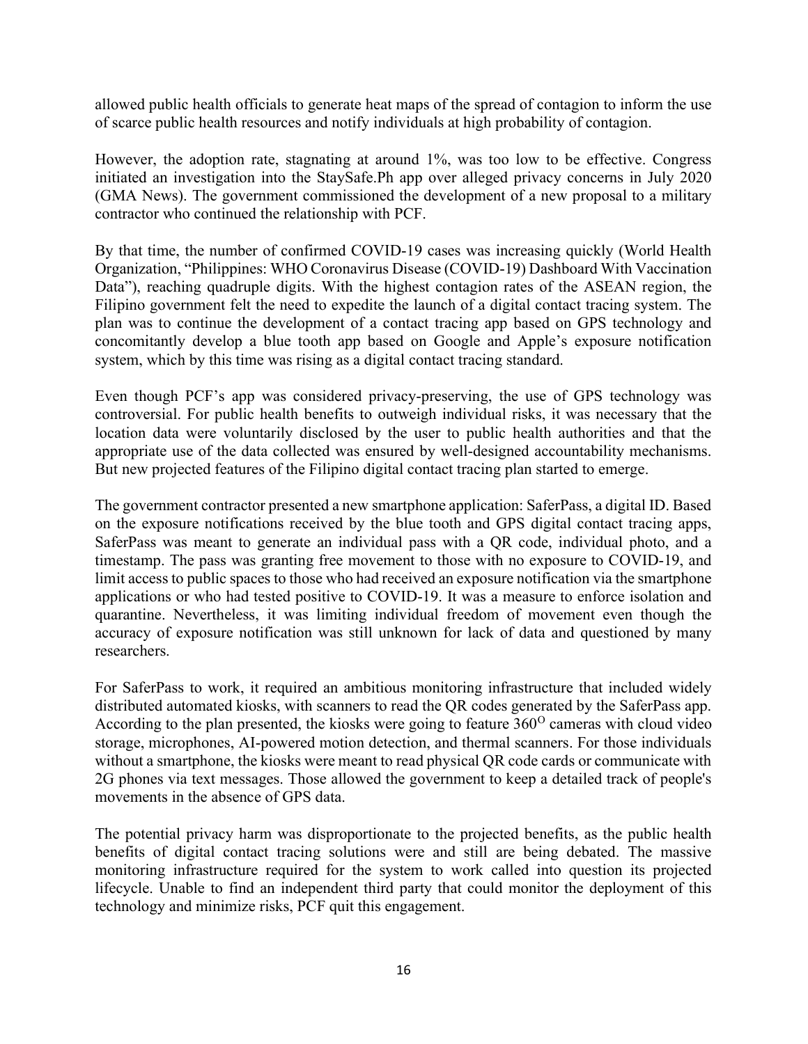allowed public health officials to generate heat maps of the spread of contagion to inform the use of scarce public health resources and notify individuals at high probability of contagion.

However, the adoption rate, stagnating at around 1%, was too low to be effective. Congress initiated an investigation into the StaySafe.Ph app over alleged privacy concerns in July 2020 (GMA News). The government commissioned the development of a new proposal to a military contractor who continued the relationship with PCF.

By that time, the number of confirmed COVID-19 cases was increasing quickly (World Health Organization, "Philippines: WHO Coronavirus Disease (COVID-19) Dashboard With Vaccination Data"), reaching quadruple digits. With the highest contagion rates of the ASEAN region, the Filipino government felt the need to expedite the launch of a digital contact tracing system. The plan was to continue the development of a contact tracing app based on GPS technology and concomitantly develop a blue tooth app based on Google and Apple's exposure notification system, which by this time was rising as a digital contact tracing standard.

Even though PCF's app was considered privacy-preserving, the use of GPS technology was controversial. For public health benefits to outweigh individual risks, it was necessary that the location data were voluntarily disclosed by the user to public health authorities and that the appropriate use of the data collected was ensured by well-designed accountability mechanisms. But new projected features of the Filipino digital contact tracing plan started to emerge.

The government contractor presented a new smartphone application: SaferPass, a digital ID. Based on the exposure notifications received by the blue tooth and GPS digital contact tracing apps, SaferPass was meant to generate an individual pass with a QR code, individual photo, and a timestamp. The pass was granting free movement to those with no exposure to COVID-19, and limit access to public spaces to those who had received an exposure notification via the smartphone applications or who had tested positive to COVID-19. It was a measure to enforce isolation and quarantine. Nevertheless, it was limiting individual freedom of movement even though the accuracy of exposure notification was still unknown for lack of data and questioned by many researchers.

For SaferPass to work, it required an ambitious monitoring infrastructure that included widely distributed automated kiosks, with scanners to read the QR codes generated by the SaferPass app. According to the plan presented, the kiosks were going to feature $360^{O}$ cameras with cloud video storage, microphones, AI-powered motion detection, and thermal scanners. For those individuals without a smartphone, the kiosks were meant to read physical QR code cards or communicate with 2G phones via text messages. Those allowed the government to keep a detailed track of people's movements in the absence of GPS data.

The potential privacy harm was disproportionate to the projected benefits, as the public health benefits of digital contact tracing solutions were and still are being debated. The massive monitoring infrastructure required for the system to work called into question its projected lifecycle. Unable to find an independent third party that could monitor the deployment of this technology and minimize risks, PCF quit this engagement.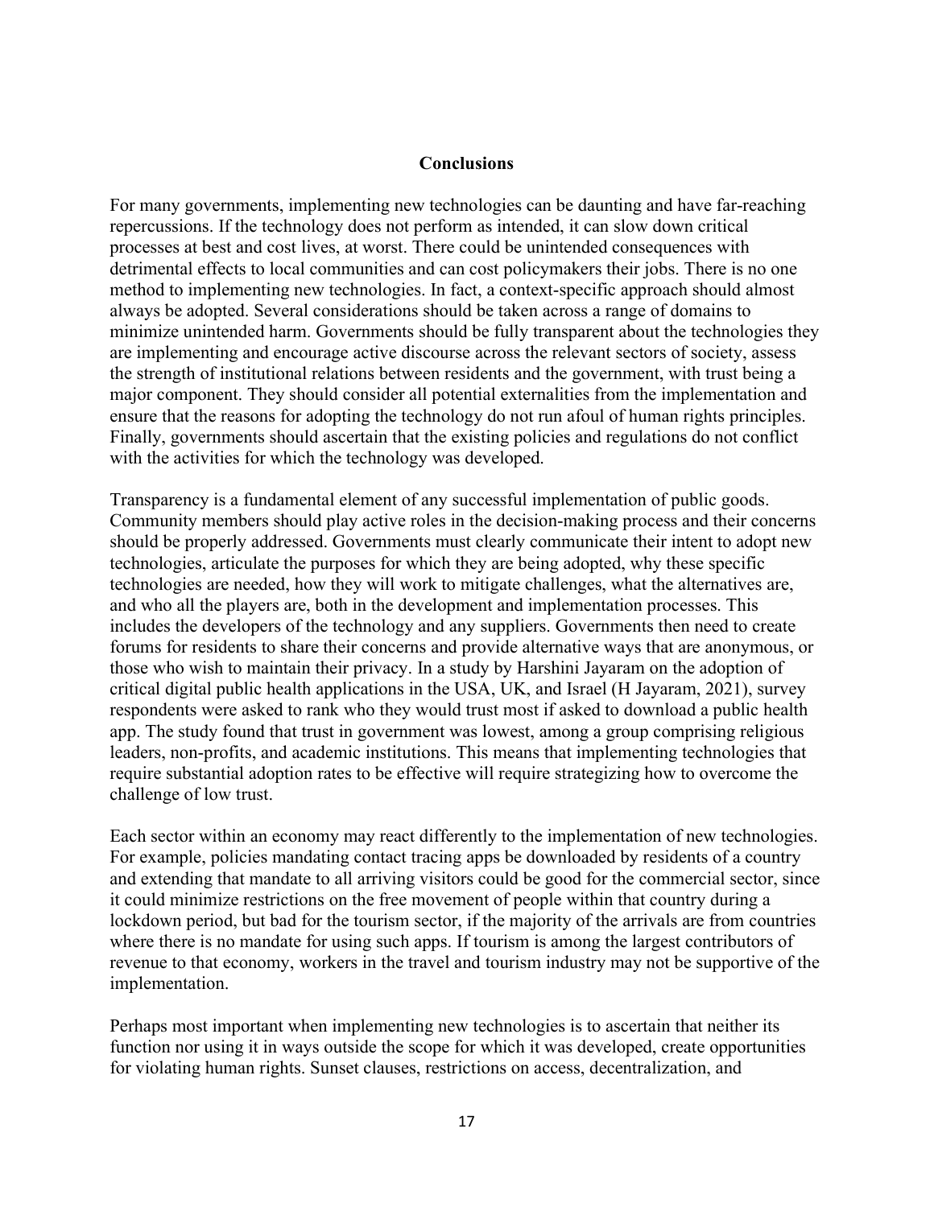## Conclusions

For many governments, implementing new technologies can be daunting and have far-reaching repercussions. If the technology does not perform as intended, it can slow down critical processes at best and cost lives, at worst. There could be unintended consequences with detrimental effects to local communities and can cost policymakers their jobs. There is no one method to implementing new technologies. In fact, a context-specific approach should almost always be adopted. Several considerations should be taken across a range of domains to minimize unintended harm. Governments should be fully transparent about the technologies they are implementing and encourage active discourse across the relevant sectors of society, assess the strength of institutional relations between residents and the government, with trust being a major component. They should consider all potential externalities from the implementation and ensure that the reasons for adopting the technology do not run afoul of human rights principles. Finally, governments should ascertain that the existing policies and regulations do not conflict with the activities for which the technology was developed.

Transparency is a fundamental element of any successful implementation of public goods. Community members should play active roles in the decision-making process and their concerns should be properly addressed. Governments must clearly communicate their intent to adopt new technologies, articulate the purposes for which they are being adopted, why these specific technologies are needed, how they will work to mitigate challenges, what the alternatives are, and who all the players are, both in the development and implementation processes. This includes the developers of the technology and any suppliers. Governments then need to create forums for residents to share their concerns and provide alternative ways that are anonymous, or those who wish to maintain their privacy. In a study by Harshini Jayaram on the adoption of critical digital public health applications in the USA, UK, and Israel (H Jayaram, 2021), survey respondents were asked to rank who they would trust most if asked to download a public health app. The study found that trust in government was lowest, among a group comprising religious leaders, non-profits, and academic institutions. This means that implementing technologies that require substantial adoption rates to be effective will require strategizing how to overcome the challenge of low trust.

Each sector within an economy may react differently to the implementation of new technologies. For example, policies mandating contact tracing apps be downloaded by residents of a country and extending that mandate to all arriving visitors could be good for the commercial sector, since it could minimize restrictions on the free movement of people within that country during a lockdown period, but bad for the tourism sector, if the majority of the arrivals are from countries where there is no mandate for using such apps. If tourism is among the largest contributors of revenue to that economy, workers in the travel and tourism industry may not be supportive of the implementation.

Perhaps most important when implementing new technologies is to ascertain that neither its function nor using it in ways outside the scope for which it was developed, create opportunities for violating human rights. Sunset clauses, restrictions on access, decentralization, and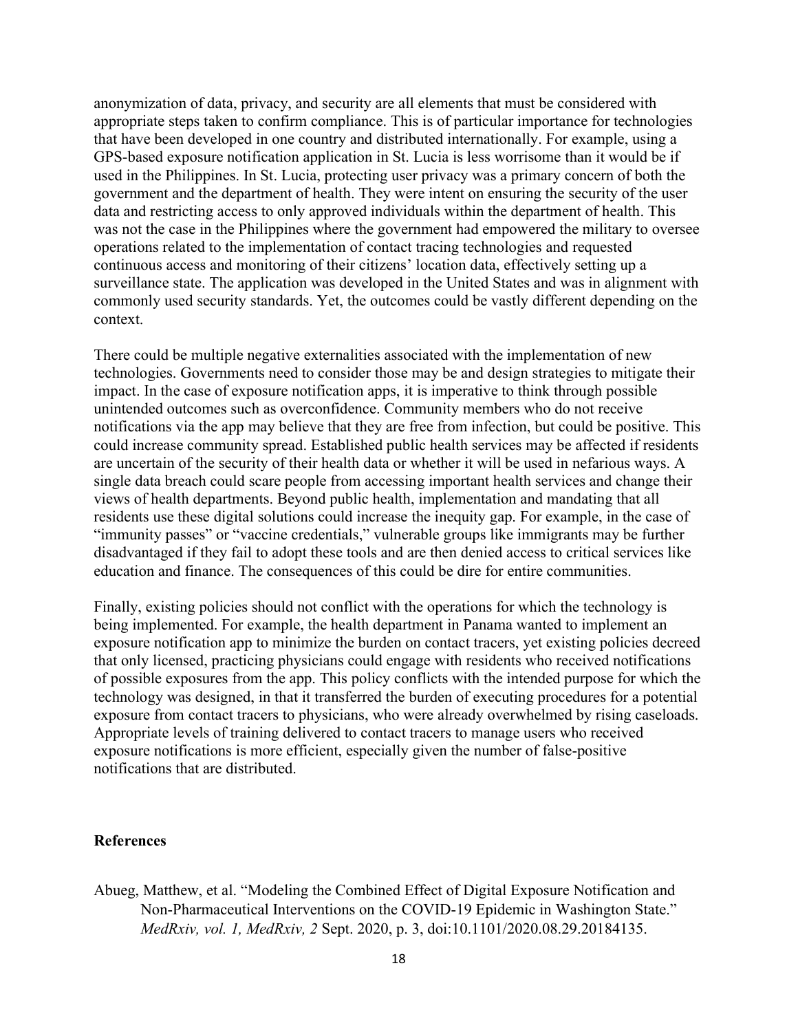anonymization of data, privacy, and security are all elements that must be considered with appropriate steps taken to confirm compliance. This is of particular importance for technologies that have been developed in one country and distributed internationally. For example, using a GPS-based exposure notification application in St. Lucia is less worrisome than it would be if used in the Philippines. In St. Lucia, protecting user privacy was a primary concern of both the government and the department of health. They were intent on ensuring the security of the user data and restricting access to only approved individuals within the department of health. This was not the case in the Philippines where the government had empowered the military to oversee operations related to the implementation of contact tracing technologies and requested continuous access and monitoring of their citizens' location data, effectively setting up a surveillance state. The application was developed in the United States and was in alignment with commonly used security standards. Yet, the outcomes could be vastly different depending on the context.

There could be multiple negative externalities associated with the implementation of new technologies. Governments need to consider those may be and design strategies to mitigate their impact. In the case of exposure notification apps, it is imperative to think through possible unintended outcomes such as overconfidence. Community members who do not receive notifications via the app may believe that they are free from infection, but could be positive. This could increase community spread. Established public health services may be affected if residents are uncertain of the security of their health data or whether it will be used in nefarious ways. A single data breach could scare people from accessing important health services and change their views of health departments. Beyond public health, implementation and mandating that all residents use these digital solutions could increase the inequity gap. For example, in the case of "immunity passes" or "vaccine credentials," vulnerable groups like immigrants may be further disadvantaged if they fail to adopt these tools and are then denied access to critical services like education and finance. The consequences of this could be dire for entire communities.

Finally, existing policies should not conflict with the operations for which the technology is being implemented. For example, the health department in Panama wanted to implement an exposure notification app to minimize the burden on contact tracers, yet existing policies decreed that only licensed, practicing physicians could engage with residents who received notifications of possible exposures from the app. This policy conflicts with the intended purpose for which the technology was designed, in that it transferred the burden of executing procedures for a potential exposure from contact tracers to physicians, who were already overwhelmed by rising caseloads. Appropriate levels of training delivered to contact tracers to manage users who received exposure notifications is more efficient, especially given the number of false-positive notifications that are distributed.

## References

Abueg, Matthew, et al. "Modeling the Combined Effect of Digital Exposure Notification and Non-Pharmaceutical Interventions on the COVID-19 Epidemic in Washington State." *MedRxiv, vol. 1, MedRxiv, 2* Sept. 2020, p. 3, doi:10.1101/2020.08.29.20184135.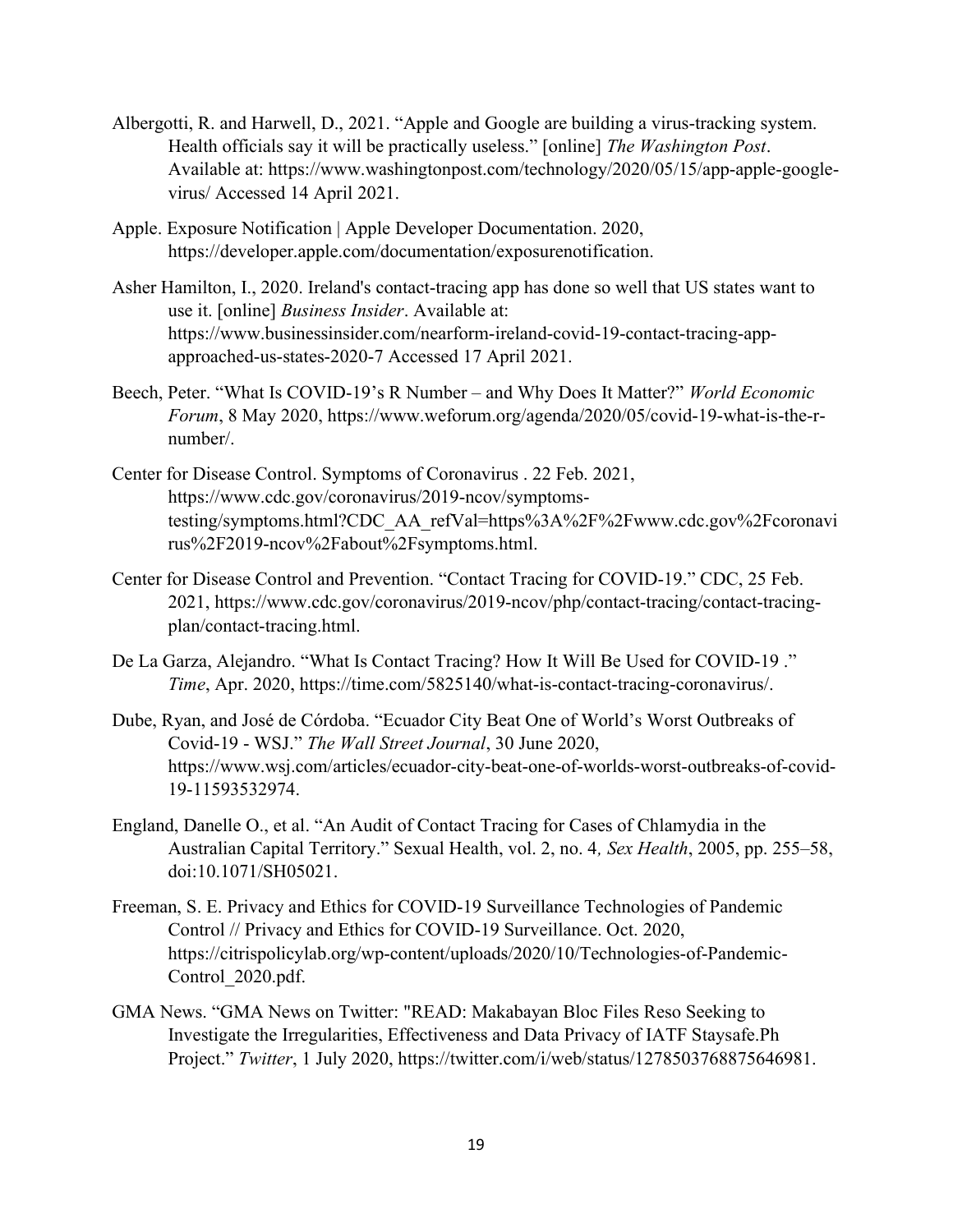Albergotti, R. and Harwell, D., 2021. "Apple and Google are building a virus-tracking system. Health officials say it will be practically useless." [online] *The Washington Post*. Available at: https://www.washingtonpost.com/technology/2020/05/15/app-apple-google-virus/ Accessed 14 April 2021.

Apple. Exposure Notification | Apple Developer Documentation. 2020, https://developer.apple.com/documentation/exposurenotification.

Asher Hamilton, I., 2020. Ireland's contact-tracing app has done so well that US states want to use it. [online] *Business Insider*. Available at: https://www.businessinsider.com/nearform-ireland-covid-19-contact-tracing-app-approached-us-states-2020-7 Accessed 17 April 2021.

Beech, Peter. "What Is COVID-19's R Number – and Why Does It Matter?" *World Economic Forum*, 8 May 2020, https://www.weforum.org/agenda/2020/05/covid-19-what-is-the-r-number/.

Center for Disease Control. Symptoms of Coronavirus . 22 Feb. 2021, https://www.cdc.gov/coronavirus/2019-ncov/symptoms-testing/symptoms.html?CDC_AA_refVal=https%3A%2F%2Fwww.cdc.gov%2Fcoronavirus%2F2019-ncov%2Fabout%2Fsymptoms.html.

Center for Disease Control and Prevention. "Contact Tracing for COVID-19." CDC, 25 Feb. 2021, https://www.cdc.gov/coronavirus/2019-ncov/php/contact-tracing/contact-tracing-plan/contact-tracing.html.

De La Garza, Alejandro. "What Is Contact Tracing? How It Will Be Used for COVID-19 ." *Time*, Apr. 2020, https://time.com/5825140/what-is-contact-tracing-coronavirus/.

Dube, Ryan, and José de Córdoba. "Ecuador City Beat One of World's Worst Outbreaks of Covid-19 - WSJ." *The Wall Street Journal*, 30 June 2020, https://www.wsj.com/articles/ecuador-city-beat-one-of-worlds-worst-outbreaks-of-covid-19-11593532974.

England, Danelle O., et al. "An Audit of Contact Tracing for Cases of Chlamydia in the Australian Capital Territory." Sexual Health, vol. 2, no. 4*, Sex Health*, 2005, pp. 255–58, doi:10.1071/SH05021.

Freeman, S. E. Privacy and Ethics for COVID-19 Surveillance Technologies of Pandemic Control // Privacy and Ethics for COVID-19 Surveillance. Oct. 2020, https://citrispolicylab.org/wp-content/uploads/2020/10/Technologies-of-Pandemic-Control_2020.pdf.

GMA News. "GMA News on Twitter: "READ: Makabayan Bloc Files Reso Seeking to Investigate the Irregularities, Effectiveness and Data Privacy of IATF Staysafe.Ph Project." *Twitter*, 1 July 2020, https://twitter.com/i/web/status/1278503768875646981.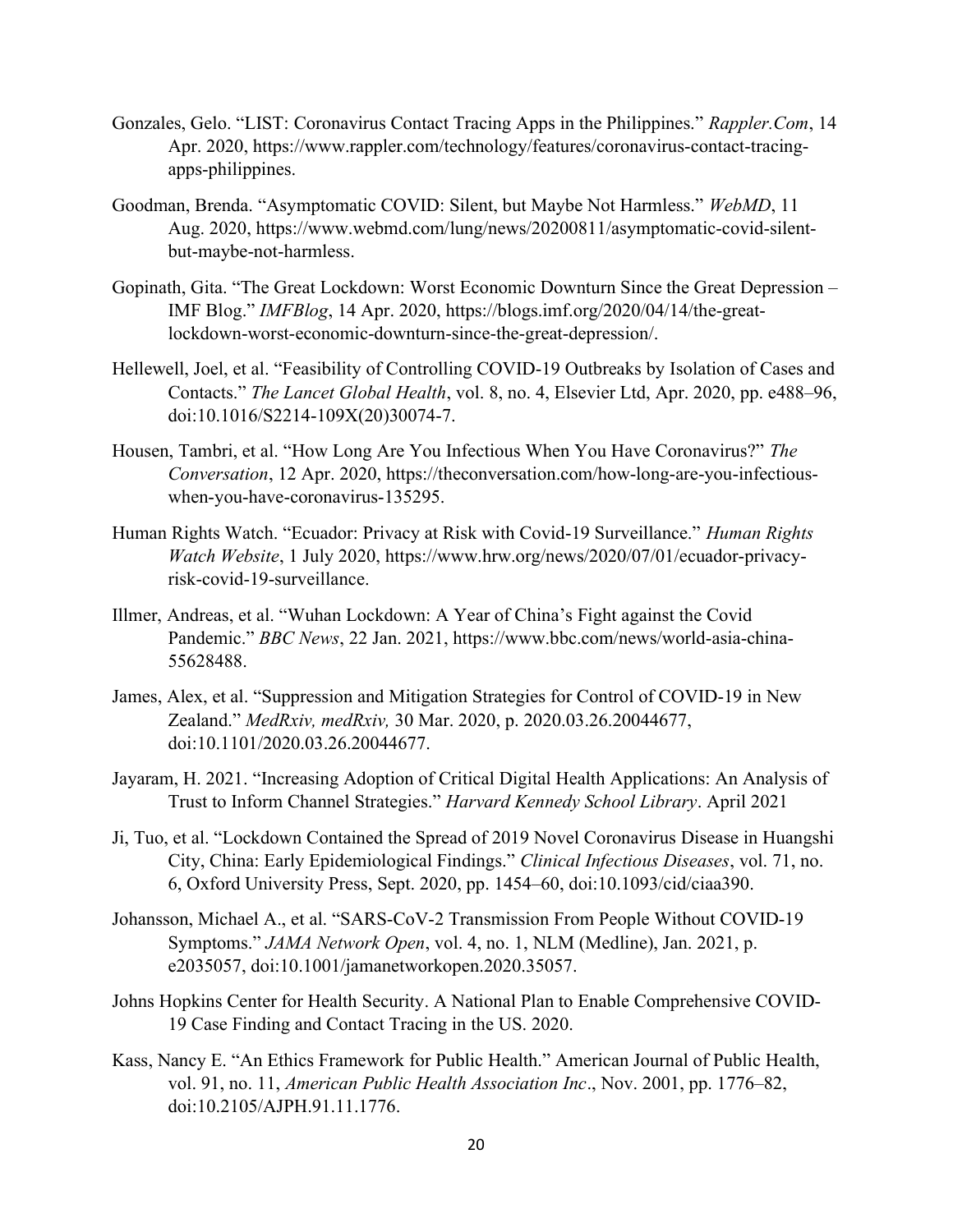Gonzales, Gelo. "LIST: Coronavirus Contact Tracing Apps in the Philippines." *Rappler.Com*, 14 Apr. 2020, https://www.rappler.com/technology/features/coronavirus-contact-tracing-apps-philippines.

Goodman, Brenda. "Asymptomatic COVID: Silent, but Maybe Not Harmless." *WebMD*, 11 Aug. 2020, https://www.webmd.com/lung/news/20200811/asymptomatic-covid-silent-but-maybe-not-harmless.

Gopinath, Gita. "The Great Lockdown: Worst Economic Downturn Since the Great Depression – IMF Blog." *IMFBlog*, 14 Apr. 2020, https://blogs.imf.org/2020/04/14/the-great-lockdown-worst-economic-downturn-since-the-great-depression/.

Hellewell, Joel, et al. "Feasibility of Controlling COVID-19 Outbreaks by Isolation of Cases and Contacts." *The Lancet Global Health*, vol. 8, no. 4, Elsevier Ltd, Apr. 2020, pp. e488–96, doi:10.1016/S2214-109X(20)30074-7.

Housen, Tambri, et al. "How Long Are You Infectious When You Have Coronavirus?" *The Conversation*, 12 Apr. 2020, https://theconversation.com/how-long-are-you-infectious-when-you-have-coronavirus-135295.

Human Rights Watch. "Ecuador: Privacy at Risk with Covid-19 Surveillance." *Human Rights Watch Website*, 1 July 2020, https://www.hrw.org/news/2020/07/01/ecuador-privacy-risk-covid-19-surveillance.

Illmer, Andreas, et al. "Wuhan Lockdown: A Year of China's Fight against the Covid Pandemic." *BBC News*, 22 Jan. 2021, https://www.bbc.com/news/world-asia-china-55628488.

James, Alex, et al. "Suppression and Mitigation Strategies for Control of COVID-19 in New Zealand." *MedRxiv, medRxiv,* 30 Mar. 2020, p. 2020.03.26.20044677, doi:10.1101/2020.03.26.20044677.

Jayaram, H. 2021. "Increasing Adoption of Critical Digital Health Applications: An Analysis of Trust to Inform Channel Strategies." *Harvard Kennedy School Library*. April 2021

Ji, Tuo, et al. "Lockdown Contained the Spread of 2019 Novel Coronavirus Disease in Huangshi City, China: Early Epidemiological Findings." *Clinical Infectious Diseases*, vol. 71, no. 6, Oxford University Press, Sept. 2020, pp. 1454–60, doi:10.1093/cid/ciaa390.

Johansson, Michael A., et al. "SARS-CoV-2 Transmission From People Without COVID-19 Symptoms." *JAMA Network Open*, vol. 4, no. 1, NLM (Medline), Jan. 2021, p. e2035057, doi:10.1001/jamanetworkopen.2020.35057.

Johns Hopkins Center for Health Security. A National Plan to Enable Comprehensive COVID-19 Case Finding and Contact Tracing in the US. 2020.

Kass, Nancy E. "An Ethics Framework for Public Health." American Journal of Public Health, vol. 91, no. 11, *American Public Health Association Inc*., Nov. 2001, pp. 1776–82, doi:10.2105/AJPH.91.11.1776.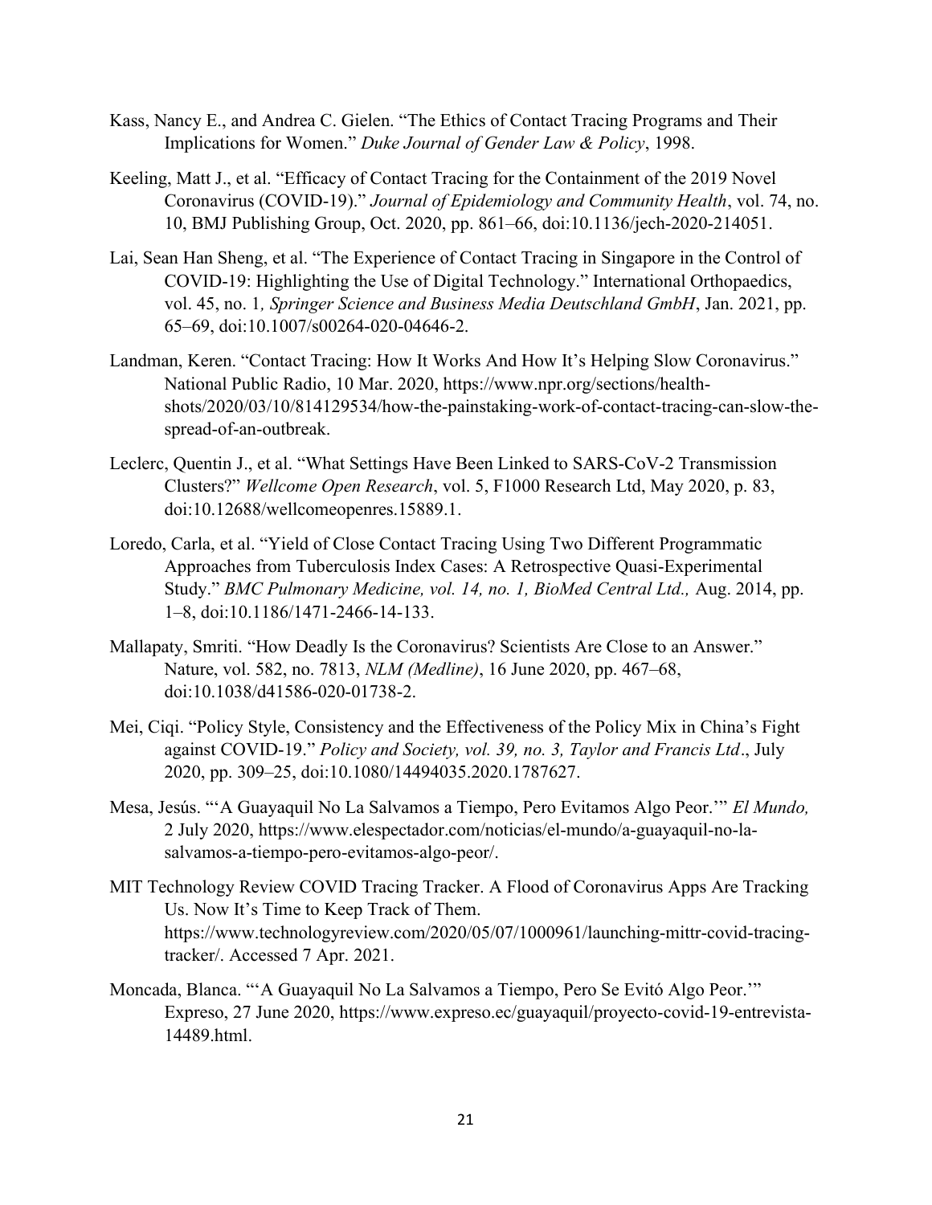Kass, Nancy E., and Andrea C. Gielen. “The Ethics of Contact Tracing Programs and Their Implications for Women.” *Duke Journal of Gender Law & Policy*, 1998.

Keeling, Matt J., et al. “Efficacy of Contact Tracing for the Containment of the 2019 Novel Coronavirus (COVID-19).” *Journal of Epidemiology and Community Health*, vol. 74, no. 10, BMJ Publishing Group, Oct. 2020, pp. 861–66, doi:10.1136/jech-2020-214051.

Lai, Sean Han Sheng, et al. “The Experience of Contact Tracing in Singapore in the Control of COVID-19: Highlighting the Use of Digital Technology.” International Orthopaedics, vol. 45, no. 1*, Springer Science and Business Media Deutschland GmbH*, Jan. 2021, pp. 65–69, doi:10.1007/s00264-020-04646-2.

Landman, Keren. “Contact Tracing: How It Works And How It’s Helping Slow Coronavirus.” National Public Radio, 10 Mar. 2020, https://www.npr.org/sections/health-shots/2020/03/10/814129534/how-the-painstaking-work-of-contact-tracing-can-slow-the-spread-of-an-outbreak.

Leclerc, Quentin J., et al. “What Settings Have Been Linked to SARS-CoV-2 Transmission Clusters?” *Wellcome Open Research*, vol. 5, F1000 Research Ltd, May 2020, p. 83, doi:10.12688/wellcomeopenres.15889.1.

Loredo, Carla, et al. “Yield of Close Contact Tracing Using Two Different Programmatic Approaches from Tuberculosis Index Cases: A Retrospective Quasi-Experimental Study.” *BMC Pulmonary Medicine, vol. 14, no. 1, BioMed Central Ltd.,* Aug. 2014, pp. 1–8, doi:10.1186/1471-2466-14-133.

Mallapaty, Smriti. “How Deadly Is the Coronavirus? Scientists Are Close to an Answer.” Nature, vol. 582, no. 7813, *NLM (Medline)*, 16 June 2020, pp. 467–68, doi:10.1038/d41586-020-01738-2.

Mei, Ciqi. “Policy Style, Consistency and the Effectiveness of the Policy Mix in China’s Fight against COVID-19.” *Policy and Society, vol. 39, no. 3, Taylor and Francis Ltd*., July 2020, pp. 309–25, doi:10.1080/14494035.2020.1787627.

Mesa, Jesús. “‘A Guayaquil No La Salvamos a Tiempo, Pero Evitamos Algo Peor.’” *El Mundo,* 2 July 2020, https://www.elespectador.com/noticias/el-mundo/a-guayaquil-no-la-salvamos-a-tiempo-pero-evitamos-algo-peor/.

MIT Technology Review COVID Tracing Tracker. A Flood of Coronavirus Apps Are Tracking Us. Now It’s Time to Keep Track of Them. https://www.technologyreview.com/2020/05/07/1000961/launching-mittr-covid-tracing-tracker/. Accessed 7 Apr. 2021.

Moncada, Blanca. “‘A Guayaquil No La Salvamos a Tiempo, Pero Se Evitó Algo Peor.’” Expreso, 27 June 2020, https://www.expreso.ec/guayaquil/proyecto-covid-19-entrevista-14489.html.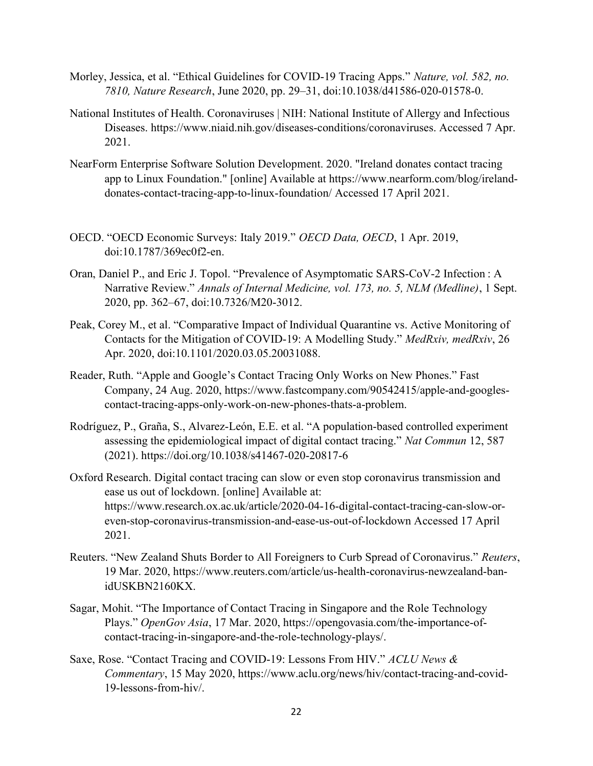Morley, Jessica, et al. "Ethical Guidelines for COVID-19 Tracing Apps." *Nature, vol. 582, no. 7810, Nature Research*, June 2020, pp. 29–31, doi:10.1038/d41586-020-01578-0.

National Institutes of Health. Coronaviruses | NIH: National Institute of Allergy and Infectious Diseases. https://www.niaid.nih.gov/diseases-conditions/coronaviruses. Accessed 7 Apr. 2021.

NearForm Enterprise Software Solution Development. 2020. "Ireland donates contact tracing app to Linux Foundation." [online] Available at https://www.nearform.com/blog/ireland-donates-contact-tracing-app-to-linux-foundation/ Accessed 17 April 2021.

OECD. "OECD Economic Surveys: Italy 2019." *OECD Data, OECD*, 1 Apr. 2019, doi:10.1787/369ec0f2-en.

Oran, Daniel P., and Eric J. Topol. "Prevalence of Asymptomatic SARS-CoV-2 Infection : A Narrative Review." *Annals of Internal Medicine, vol. 173, no. 5, NLM (Medline)*, 1 Sept. 2020, pp. 362–67, doi:10.7326/M20-3012.

Peak, Corey M., et al. "Comparative Impact of Individual Quarantine vs. Active Monitoring of Contacts for the Mitigation of COVID-19: A Modelling Study." *MedRxiv, medRxiv*, 26 Apr. 2020, doi:10.1101/2020.03.05.20031088.

Reader, Ruth. "Apple and Google's Contact Tracing Only Works on New Phones." Fast Company, 24 Aug. 2020, https://www.fastcompany.com/90542415/apple-and-googles-contact-tracing-apps-only-work-on-new-phones-thats-a-problem.

Rodríguez, P., Graña, S., Alvarez-León, E.E. et al. "A population-based controlled experiment assessing the epidemiological impact of digital contact tracing." *Nat Commun* 12, 587 (2021). https://doi.org/10.1038/s41467-020-20817-6

Oxford Research. Digital contact tracing can slow or even stop coronavirus transmission and ease us out of lockdown. [online] Available at: https://www.research.ox.ac.uk/article/2020-04-16-digital-contact-tracing-can-slow-or-even-stop-coronavirus-transmission-and-ease-us-out-of-lockdown Accessed 17 April 2021.

Reuters. "New Zealand Shuts Border to All Foreigners to Curb Spread of Coronavirus." *Reuters*, 19 Mar. 2020, https://www.reuters.com/article/us-health-coronavirus-newzealand-ban-idUSKBN2160KX.

Sagar, Mohit. "The Importance of Contact Tracing in Singapore and the Role Technology Plays." *OpenGov Asia*, 17 Mar. 2020, https://opengovasia.com/the-importance-of-contact-tracing-in-singapore-and-the-role-technology-plays/.

Saxe, Rose. "Contact Tracing and COVID-19: Lessons From HIV." *ACLU News & Commentary*, 15 May 2020, https://www.aclu.org/news/hiv/contact-tracing-and-covid-19-lessons-from-hiv/.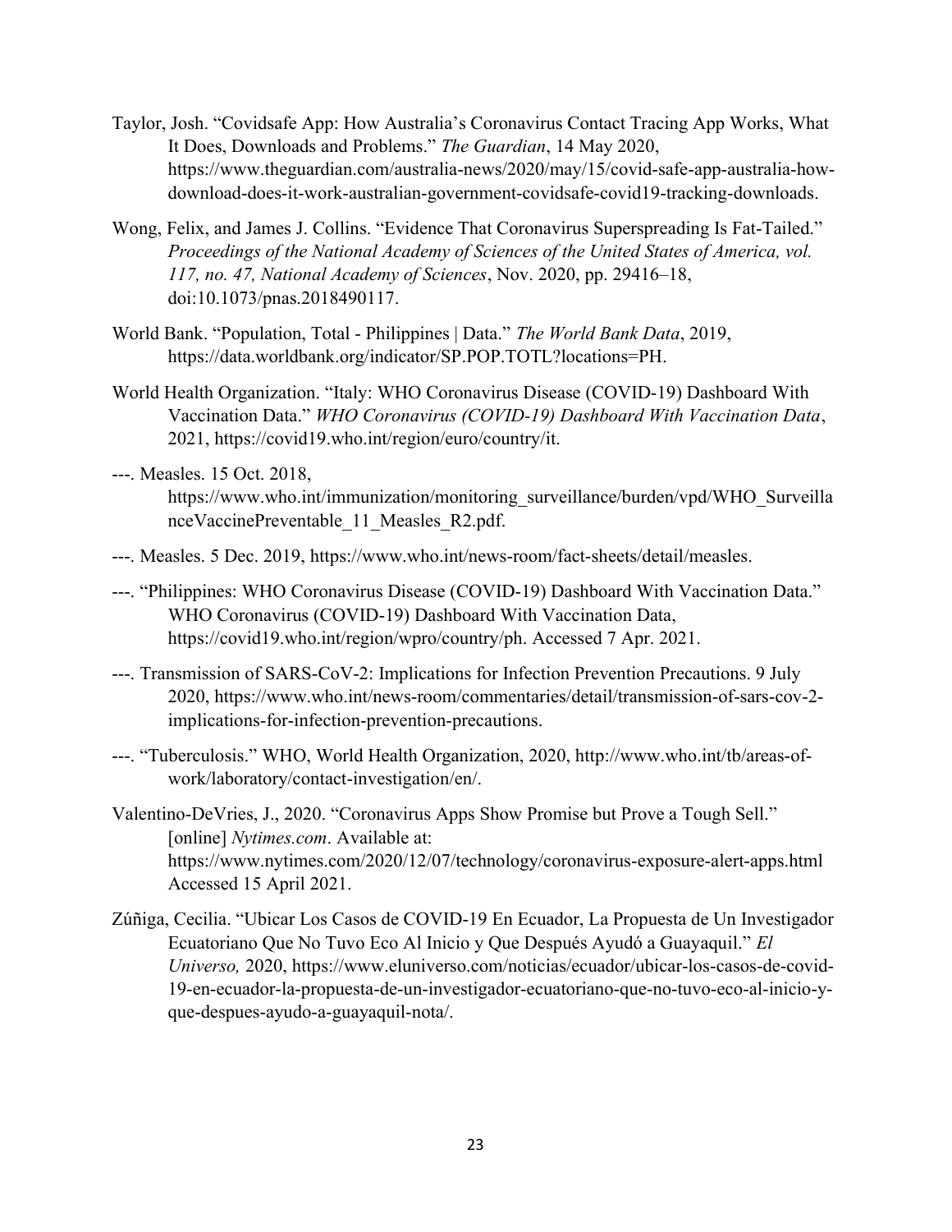Taylor, Josh. "Covidsafe App: How Australia's Coronavirus Contact Tracing App Works, What It Does, Downloads and Problems." *The Guardian*, 14 May 2020, https://www.theguardian.com/australia-news/2020/may/15/covid-safe-app-australia-how-download-does-it-work-australian-government-covidsafe-covid19-tracking-downloads.

Wong, Felix, and James J. Collins. "Evidence That Coronavirus Superspreading Is Fat-Tailed." *Proceedings of the National Academy of Sciences of the United States of America, vol. 117, no. 47, National Academy of Sciences*, Nov. 2020, pp. 29416–18, doi:10.1073/pnas.2018490117.

World Bank. "Population, Total - Philippines | Data." *The World Bank Data*, 2019, https://data.worldbank.org/indicator/SP.POP.TOTL?locations=PH.

World Health Organization. "Italy: WHO Coronavirus Disease (COVID-19) Dashboard With Vaccination Data." *WHO Coronavirus (COVID-19) Dashboard With Vaccination Data*, 2021, https://covid19.who.int/region/euro/country/it.

---. Measles. 15 Oct. 2018, https://www.who.int/immunization/monitoring_surveillance/burden/vpd/WHO_SurveillanceVaccinePreventable_11_Measles_R2.pdf.

---. Measles. 5 Dec. 2019, https://www.who.int/news-room/fact-sheets/detail/measles.

---. "Philippines: WHO Coronavirus Disease (COVID-19) Dashboard With Vaccination Data." WHO Coronavirus (COVID-19) Dashboard With Vaccination Data, https://covid19.who.int/region/wpro/country/ph. Accessed 7 Apr. 2021.

---. Transmission of SARS-CoV-2: Implications for Infection Prevention Precautions. 9 July 2020, https://www.who.int/news-room/commentaries/detail/transmission-of-sars-cov-2-implications-for-infection-prevention-precautions.

---. "Tuberculosis." WHO, World Health Organization, 2020, http://www.who.int/tb/areas-of-work/laboratory/contact-investigation/en/.

Valentino-DeVries, J., 2020. "Coronavirus Apps Show Promise but Prove a Tough Sell." [online] *Nytimes.com*. Available at: https://www.nytimes.com/2020/12/07/technology/coronavirus-exposure-alert-apps.html Accessed 15 April 2021.

Zúñiga, Cecilia. "Ubicar Los Casos de COVID-19 En Ecuador, La Propuesta de Un Investigador Ecuatoriano Que No Tuvo Eco Al Inicio y Que Después Ayudó a Guayaquil." *El Universo,* 2020, https://www.eluniverso.com/noticias/ecuador/ubicar-los-casos-de-covid-19-en-ecuador-la-propuesta-de-un-investigador-ecuatoriano-que-no-tuvo-eco-al-inicio-y-que-despues-ayudo-a-guayaquil-nota/.